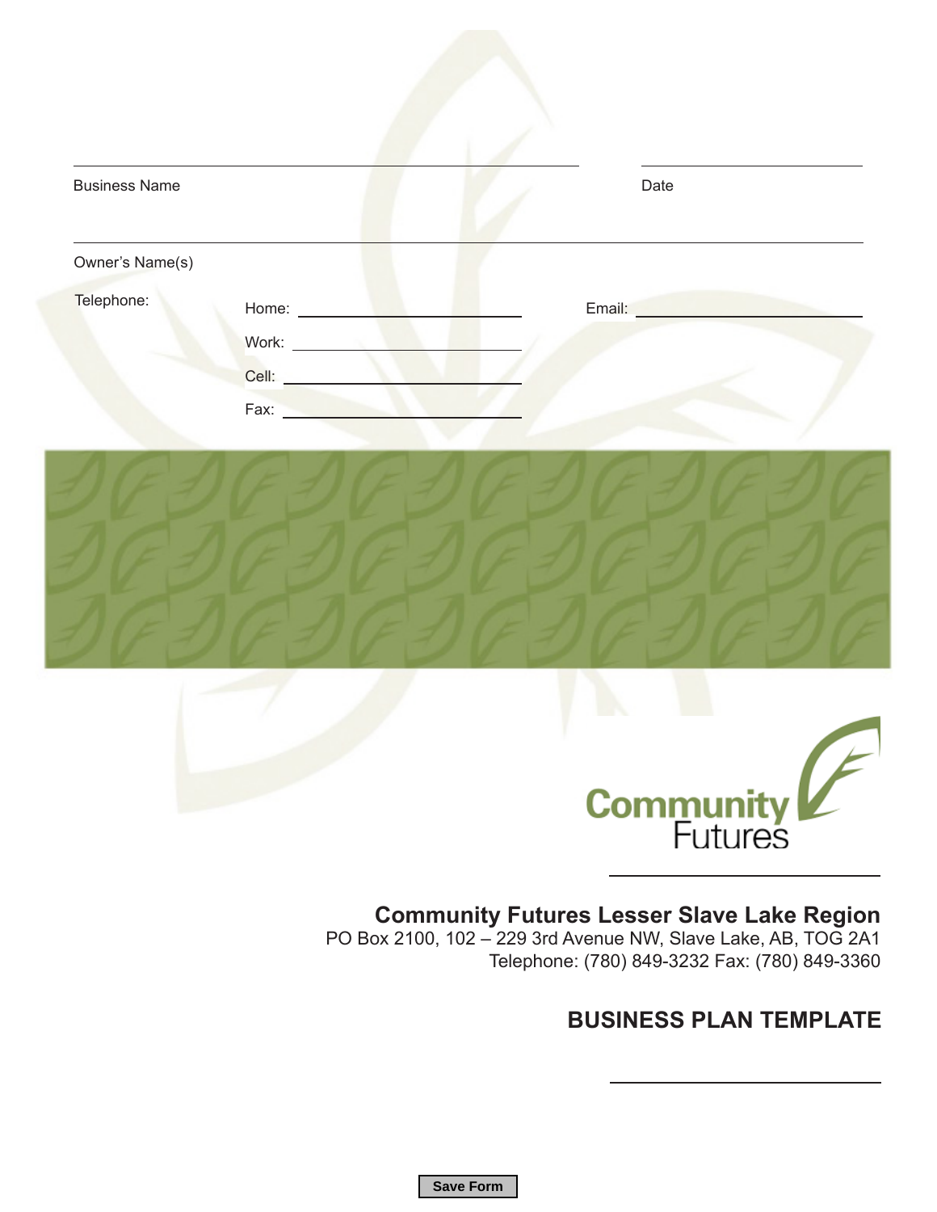Business Name

Date

Owner's Name(s)

Telephone:

Home: ______________________

Work: ______________________

Cell: ______________________

Fax: ______________________

Email: ______________________

Community Futures

**Community Futures Lesser Slave Lake Region**
PO Box 2100, 102 – 229 3rd Avenue NW, Slave Lake, AB, TOG 2A1
Telephone: (780) 849-3232 Fax: (780) 849-3360

# BUSINESS PLAN TEMPLATE

Save Form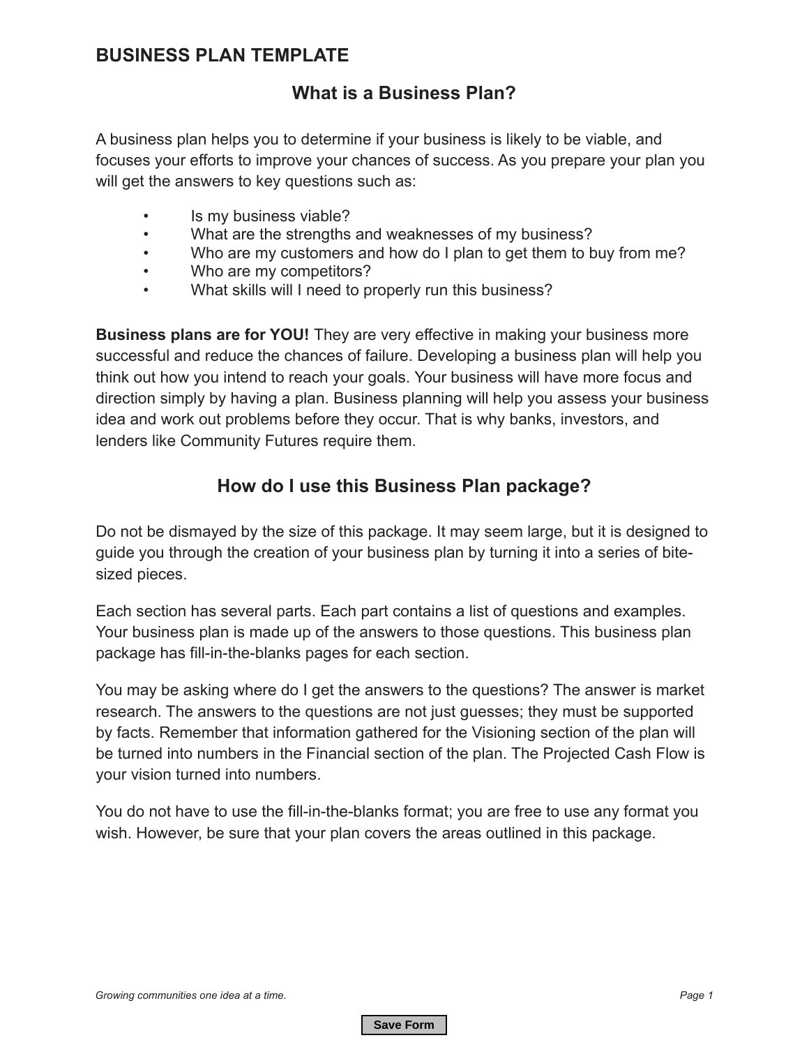# BUSINESS PLAN TEMPLATE

## What is a Business Plan?

A business plan helps you to determine if your business is likely to be viable, and focuses your efforts to improve your chances of success. As you prepare your plan you will get the answers to key questions such as:

- Is my business viable?
- What are the strengths and weaknesses of my business?
- Who are my customers and how do I plan to get them to buy from me?
- Who are my competitors?
- What skills will I need to properly run this business?

**Business plans are for YOU!** They are very effective in making your business more successful and reduce the chances of failure. Developing a business plan will help you think out how you intend to reach your goals. Your business will have more focus and direction simply by having a plan. Business planning will help you assess your business idea and work out problems before they occur. That is why banks, investors, and lenders like Community Futures require them.

## How do I use this Business Plan package?

Do not be dismayed by the size of this package. It may seem large, but it is designed to guide you through the creation of your business plan by turning it into a series of bite-sized pieces.

Each section has several parts. Each part contains a list of questions and examples. Your business plan is made up of the answers to those questions. This business plan package has fill-in-the-blanks pages for each section.

You may be asking where do I get the answers to the questions? The answer is market research. The answers to the questions are not just guesses; they must be supported by facts. Remember that information gathered for the Visioning section of the plan will be turned into numbers in the Financial section of the plan. The Projected Cash Flow is your vision turned into numbers.

You do not have to use the fill-in-the-blanks format; you are free to use any format you wish. However, be sure that your plan covers the areas outlined in this package.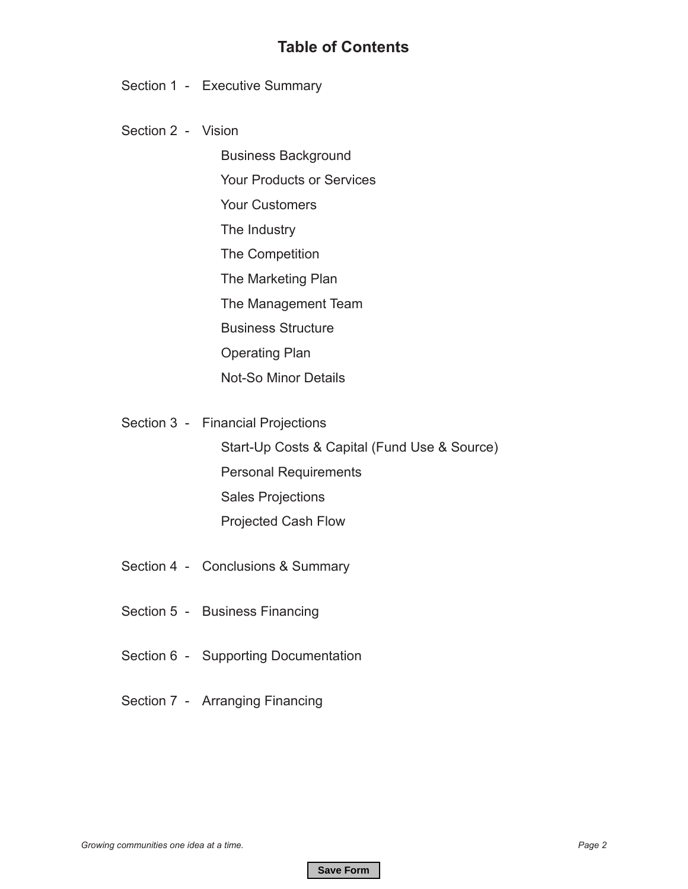# Table of Contents

Section 1 - Executive Summary

Section 2 - Vision

- Business Background
- Your Products or Services
- Your Customers
- The Industry
- The Competition
- The Marketing Plan
- The Management Team
- Business Structure
- Operating Plan
- Not-So Minor Details

Section 3 - Financial Projections

- Start-Up Costs & Capital (Fund Use & Source)
- Personal Requirements
- Sales Projections
- Projected Cash Flow

Section 4 - Conclusions & Summary

Section 5 - Business Financing

Section 6 - Supporting Documentation

Section 7 - Arranging Financing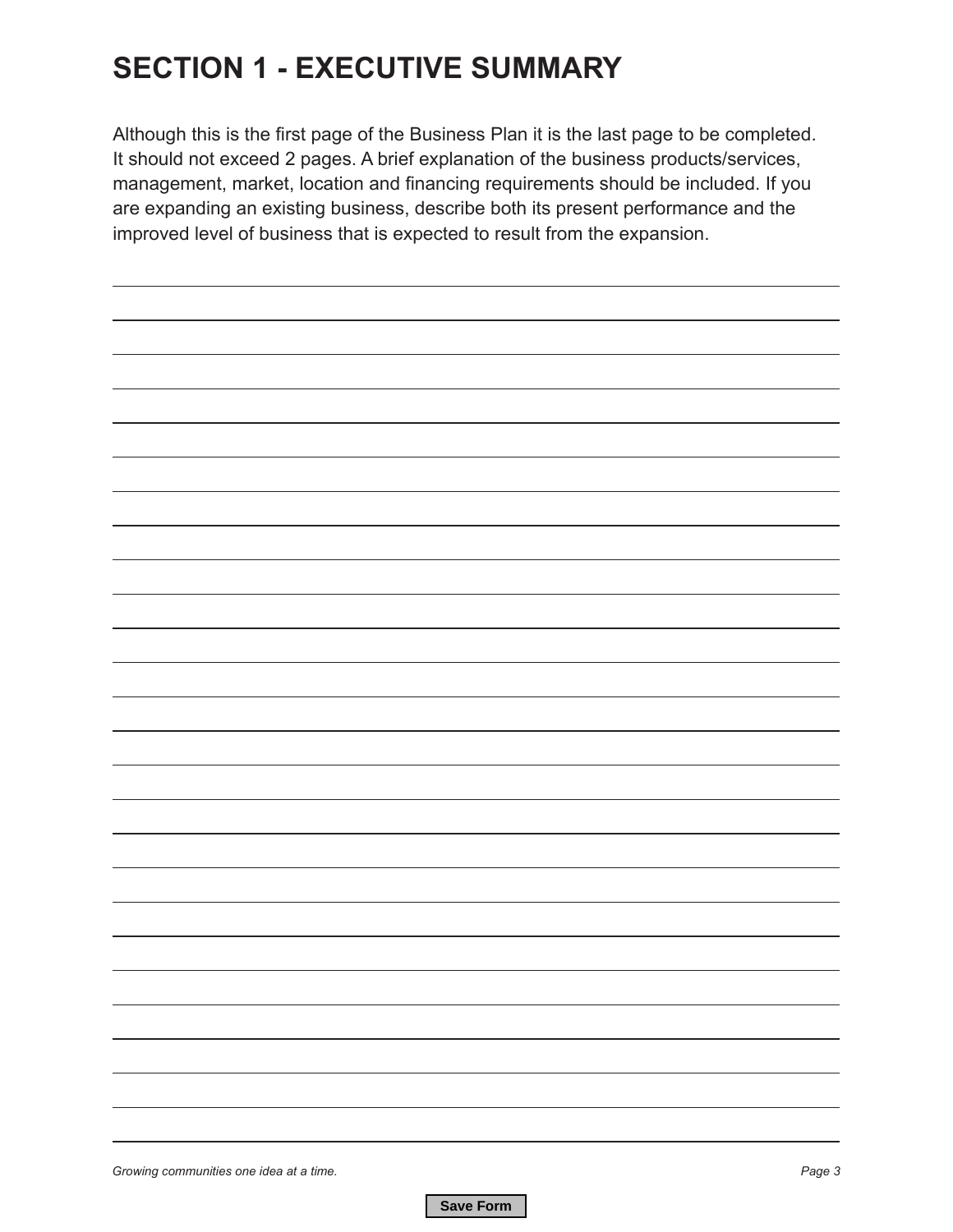# SECTION 1 - EXECUTIVE SUMMARY

Although this is the first page of the Business Plan it is the last page to be completed. It should not exceed 2 pages. A brief explanation of the business products/services, management, market, location and financing requirements should be included. If you are expanding an existing business, describe both its present performance and the improved level of business that is expected to result from the expansion.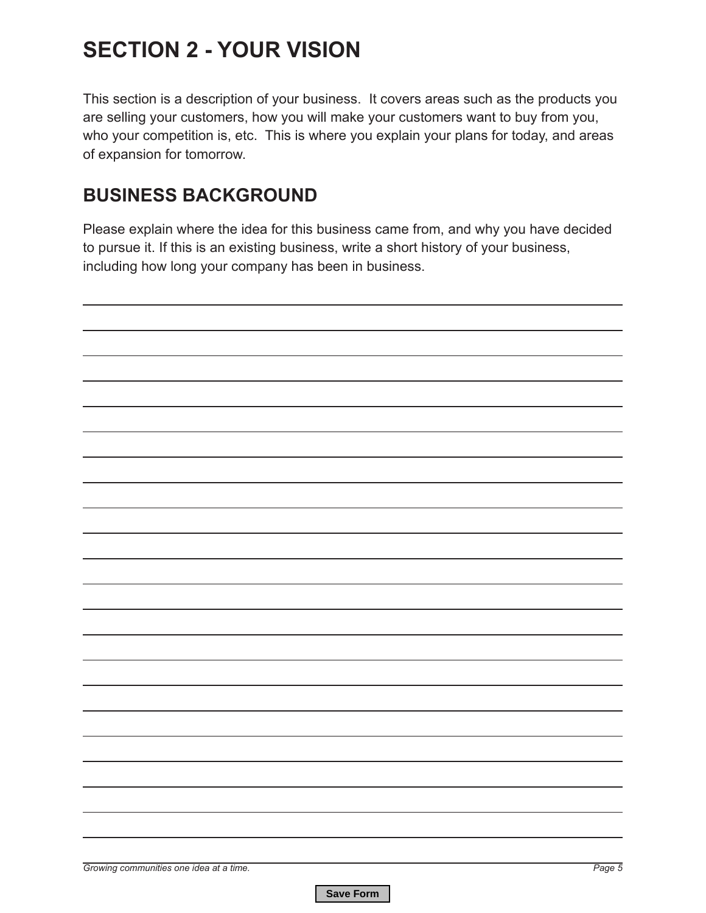# SECTION 2 - YOUR VISION

This section is a description of your business. It covers areas such as the products you are selling your customers, how you will make your customers want to buy from you, who your competition is, etc. This is where you explain your plans for today, and areas of expansion for tomorrow.

## BUSINESS BACKGROUND

Please explain where the idea for this business came from, and why you have decided to pursue it. If this is an existing business, write a short history of your business, including how long your company has been in business.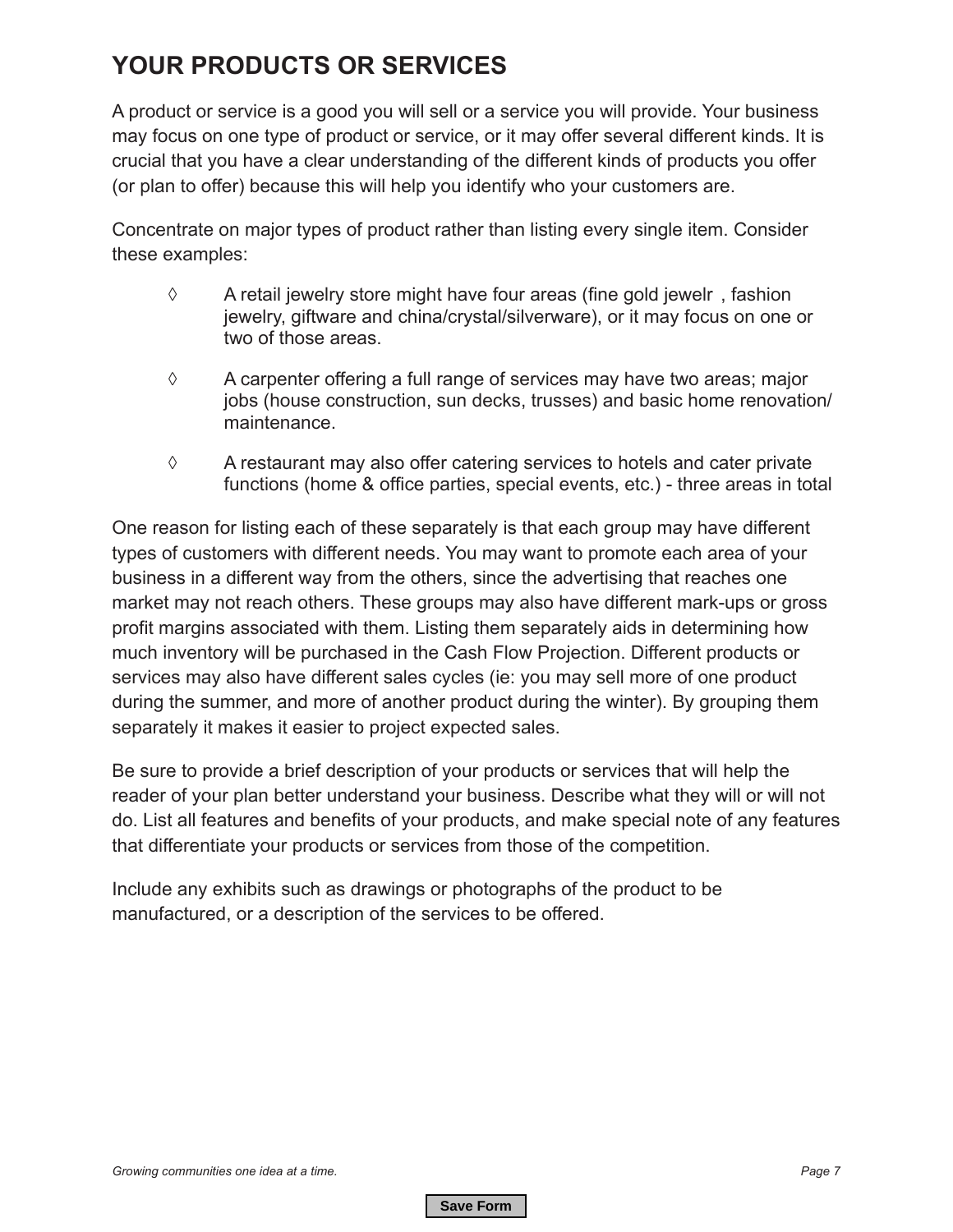# YOUR PRODUCTS OR SERVICES

A product or service is a good you will sell or a service you will provide. Your business may focus on one type of product or service, or it may offer several different kinds. It is crucial that you have a clear understanding of the different kinds of products you offer (or plan to offer) because this will help you identify who your customers are.

Concentrate on major types of product rather than listing every single item. Consider these examples:

- A retail jewelry store might have four areas (fine gold jewelr , fashion jewelry, giftware and china/crystal/silverware), or it may focus on one or two of those areas.
- A carpenter offering a full range of services may have two areas; major jobs (house construction, sun decks, trusses) and basic home renovation/ maintenance.
- A restaurant may also offer catering services to hotels and cater private functions (home & office parties, special events, etc.) - three areas in total

One reason for listing each of these separately is that each group may have different types of customers with different needs. You may want to promote each area of your business in a different way from the others, since the advertising that reaches one market may not reach others. These groups may also have different mark-ups or gross profit margins associated with them. Listing them separately aids in determining how much inventory will be purchased in the Cash Flow Projection. Different products or services may also have different sales cycles (ie: you may sell more of one product during the summer, and more of another product during the winter). By grouping them separately it makes it easier to project expected sales.

Be sure to provide a brief description of your products or services that will help the reader of your plan better understand your business. Describe what they will or will not do. List all features and benefits of your products, and make special note of any features that differentiate your products or services from those of the competition.

Include any exhibits such as drawings or photographs of the product to be manufactured, or a description of the services to be offered.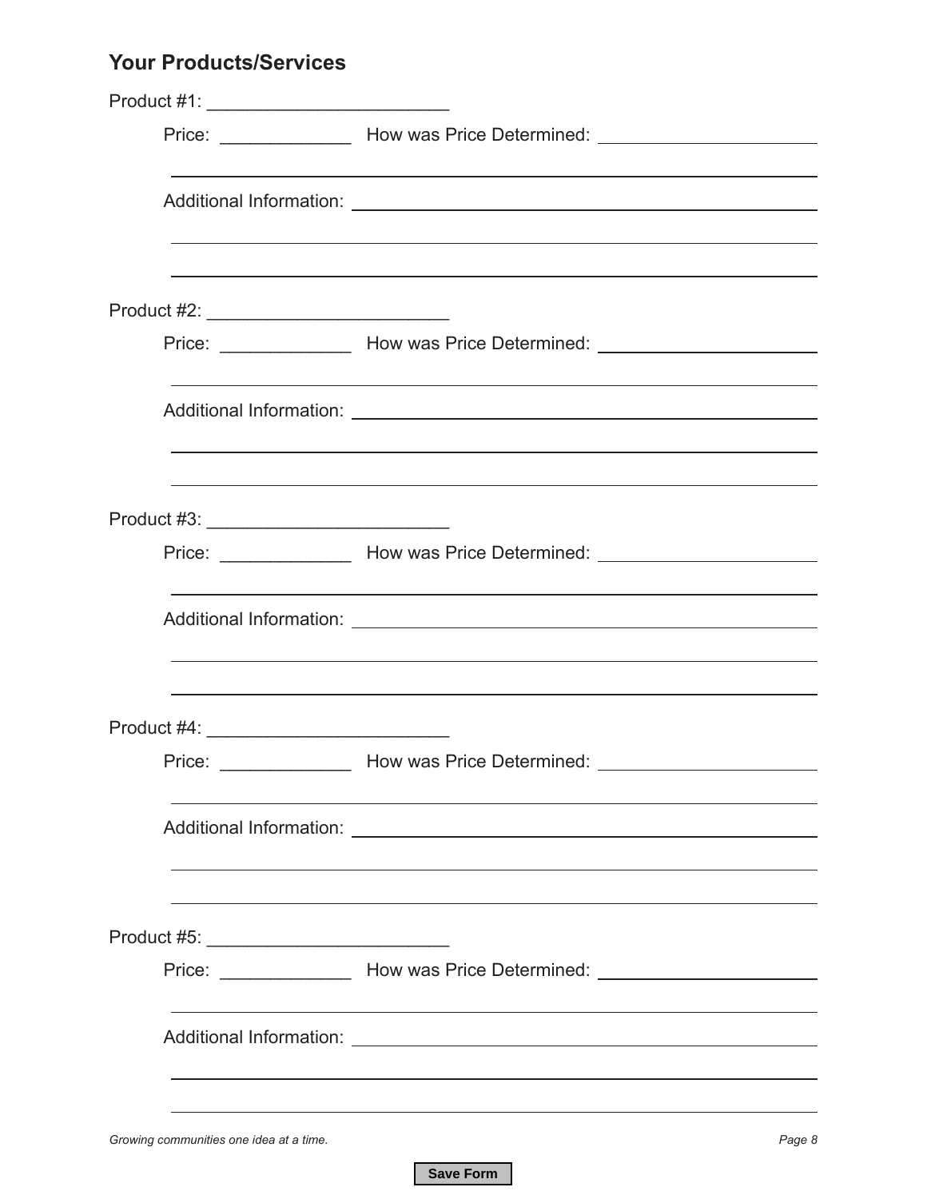## Your Products/Services

Product #1: ________________________

Price: _____________ How was Price Determined: ______________________

______________________________________________________________________

Additional Information: ______________________________________________

______________________________________________________________________

______________________________________________________________________

Product #2: ________________________

Price: _____________ How was Price Determined: ______________________

______________________________________________________________________

Additional Information: ______________________________________________

______________________________________________________________________

______________________________________________________________________

Product #3: ________________________

Price: _____________ How was Price Determined: ______________________

______________________________________________________________________

Additional Information: ______________________________________________

______________________________________________________________________

______________________________________________________________________

Product #4: ________________________

Price: _____________ How was Price Determined: ______________________

______________________________________________________________________

Additional Information: ______________________________________________

______________________________________________________________________

______________________________________________________________________

Product #5: ________________________

Price: _____________ How was Price Determined: ______________________

______________________________________________________________________

Additional Information: ______________________________________________

______________________________________________________________________

______________________________________________________________________

Save Form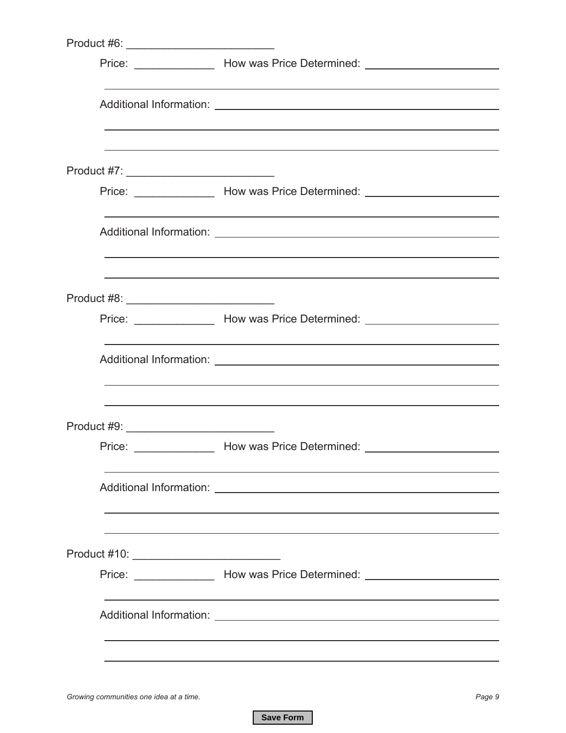Product #6: ________________________

Price: _____________ How was Price Determined: ______________________

_____________________________________________________________________

Additional Information: ______________________________________________

_____________________________________________________________________

_____________________________________________________________________

Product #7: ________________________

Price: _____________ How was Price Determined: ______________________

_____________________________________________________________________

Additional Information: ______________________________________________

_____________________________________________________________________

_____________________________________________________________________

Product #8: ________________________

Price: _____________ How was Price Determined: ______________________

_____________________________________________________________________

Additional Information: ______________________________________________

_____________________________________________________________________

_____________________________________________________________________

Product #9: ________________________

Price: _____________ How was Price Determined: ______________________

_____________________________________________________________________

Additional Information: ______________________________________________

_____________________________________________________________________

_____________________________________________________________________

Product #10: ________________________

Price: _____________ How was Price Determined: ______________________

_____________________________________________________________________

Additional Information: ______________________________________________

_____________________________________________________________________

_____________________________________________________________________

Save Form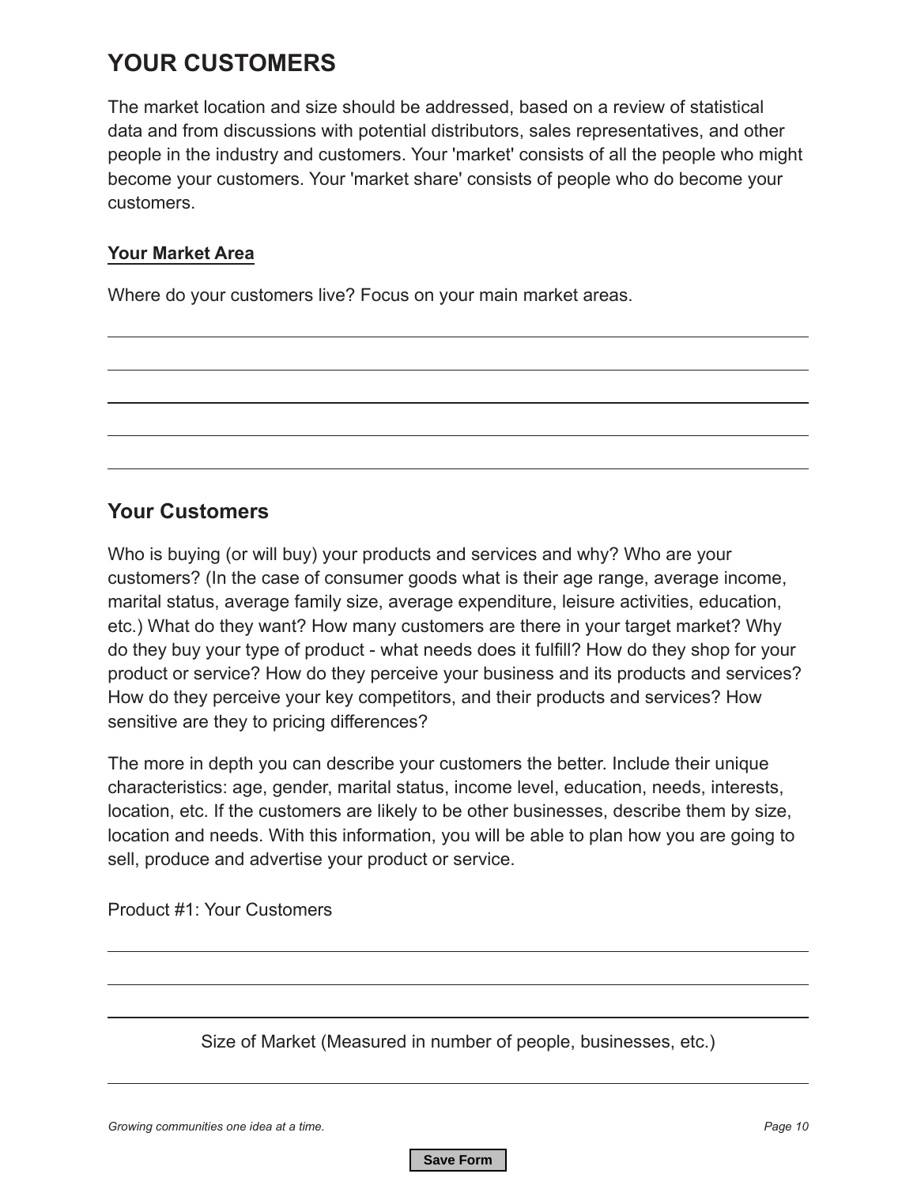# YOUR CUSTOMERS

The market location and size should be addressed, based on a review of statistical data and from discussions with potential distributors, sales representatives, and other people in the industry and customers. Your 'market' consists of all the people who might become your customers. Your 'market share' consists of people who do become your customers.

### Your Market Area

Where do your customers live? Focus on your main market areas.

## Your Customers

Who is buying (or will buy) your products and services and why? Who are your customers? (In the case of consumer goods what is their age range, average income, marital status, average family size, average expenditure, leisure activities, education, etc.) What do they want? How many customers are there in your target market? Why do they buy your type of product - what needs does it fulfill? How do they shop for your product or service? How do they perceive your business and its products and services? How do they perceive your key competitors, and their products and services? How sensitive are they to pricing differences?

The more in depth you can describe your customers the better. Include their unique characteristics: age, gender, marital status, income level, education, needs, interests, location, etc. If the customers are likely to be other businesses, describe them by size, location and needs. With this information, you will be able to plan how you are going to sell, produce and advertise your product or service.

Product #1: Your Customers

Size of Market (Measured in number of people, businesses, etc.)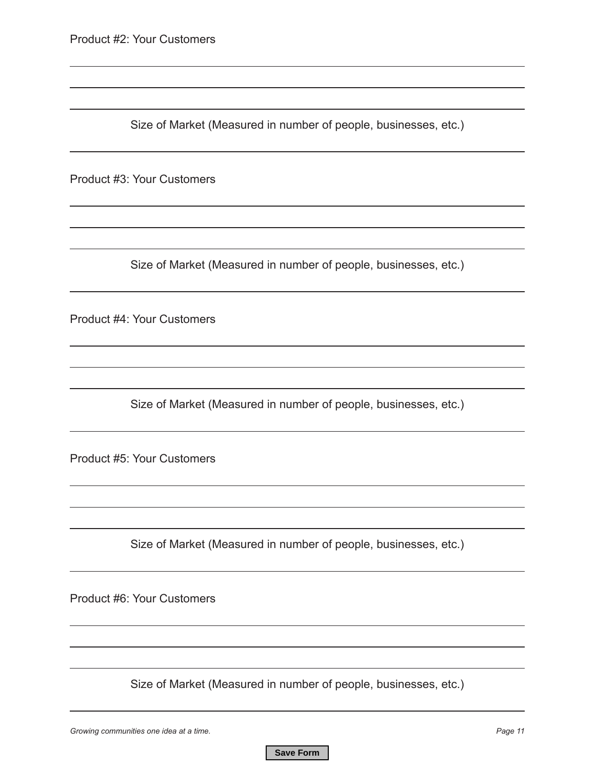Product #2: Your Customers

Size of Market (Measured in number of people, businesses, etc.)

Product #3: Your Customers

Size of Market (Measured in number of people, businesses, etc.)

Product #4: Your Customers

Size of Market (Measured in number of people, businesses, etc.)

Product #5: Your Customers

Size of Market (Measured in number of people, businesses, etc.)

Product #6: Your Customers

Size of Market (Measured in number of people, businesses, etc.)

*Growing communities one idea at a time.*

Save Form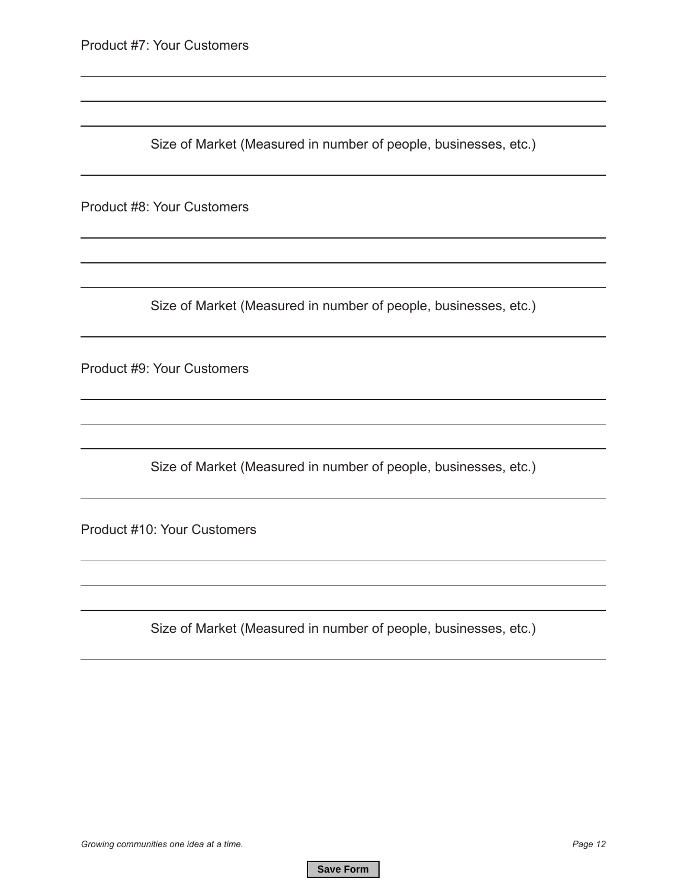Product #7: Your Customers

Size of Market (Measured in number of people, businesses, etc.)

Product #8: Your Customers

Size of Market (Measured in number of people, businesses, etc.)

Product #9: Your Customers

Size of Market (Measured in number of people, businesses, etc.)

Product #10: Your Customers

Size of Market (Measured in number of people, businesses, etc.)

Save Form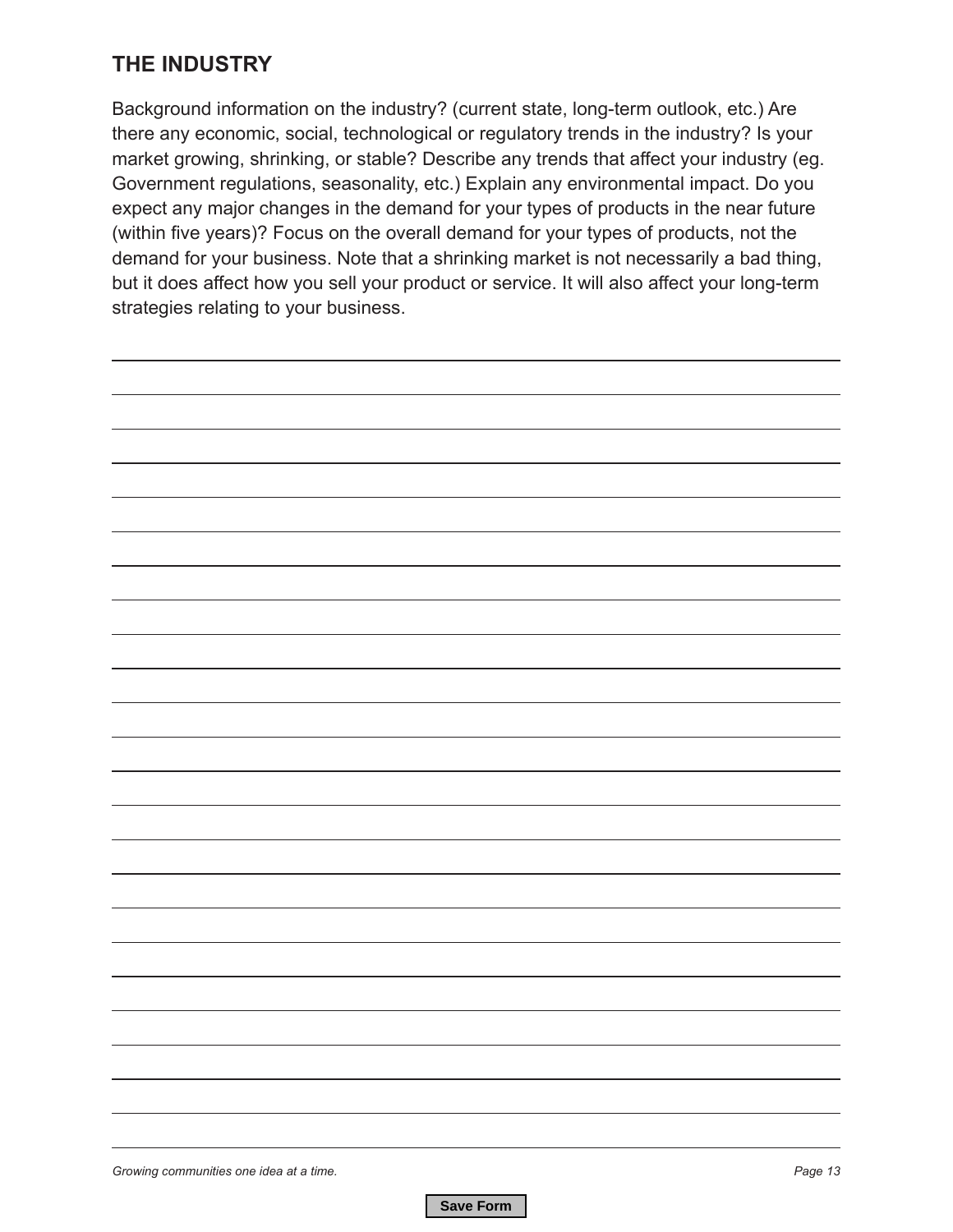## THE INDUSTRY

Background information on the industry? (current state, long-term outlook, etc.) Are there any economic, social, technological or regulatory trends in the industry? Is your market growing, shrinking, or stable? Describe any trends that affect your industry (eg. Government regulations, seasonality, etc.) Explain any environmental impact. Do you expect any major changes in the demand for your types of products in the near future (within five years)? Focus on the overall demand for your types of products, not the demand for your business. Note that a shrinking market is not necessarily a bad thing, but it does affect how you sell your product or service. It will also affect your long-term strategies relating to your business.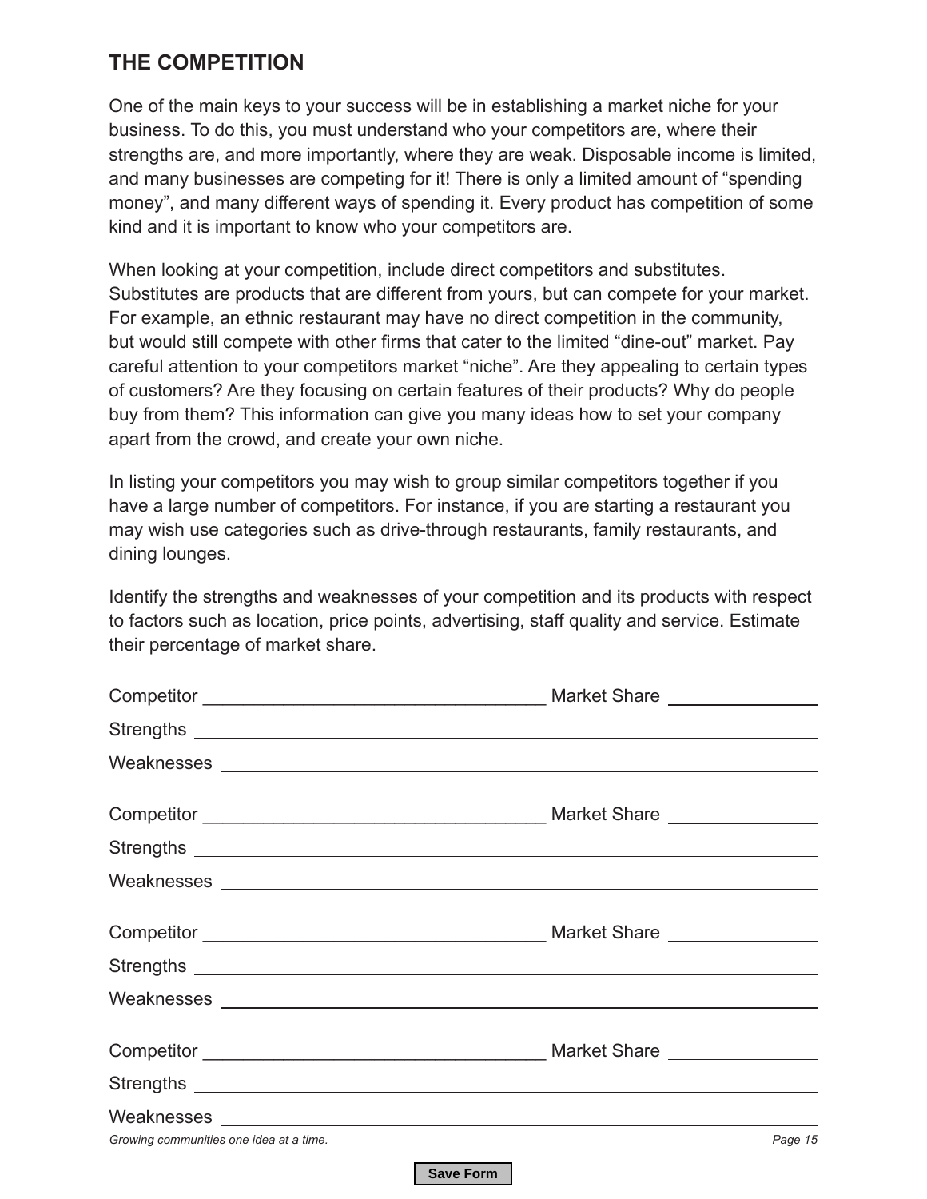## THE COMPETITION

One of the main keys to your success will be in establishing a market niche for your business. To do this, you must understand who your competitors are, where their strengths are, and more importantly, where they are weak. Disposable income is limited, and many businesses are competing for it! There is only a limited amount of "spending money", and many different ways of spending it. Every product has competition of some kind and it is important to know who your competitors are.

When looking at your competition, include direct competitors and substitutes. Substitutes are products that are different from yours, but can compete for your market. For example, an ethnic restaurant may have no direct competition in the community, but would still compete with other firms that cater to the limited "dine-out" market. Pay careful attention to your competitors market "niche". Are they appealing to certain types of customers? Are they focusing on certain features of their products? Why do people buy from them? This information can give you many ideas how to set your company apart from the crowd, and create your own niche.

In listing your competitors you may wish to group similar competitors together if you have a large number of competitors. For instance, if you are starting a restaurant you may wish use categories such as drive-through restaurants, family restaurants, and dining lounges.

Identify the strengths and weaknesses of your competition and its products with respect to factors such as location, price points, advertising, staff quality and service. Estimate their percentage of market share.

Competitor __________________________________ Market Share _______________

Strengths ____________________________________________________________

Weaknesses __________________________________________________________

Competitor __________________________________ Market Share _______________

Strengths ____________________________________________________________

Weaknesses __________________________________________________________

Competitor __________________________________ Market Share _______________

Strengths ____________________________________________________________

Weaknesses __________________________________________________________

Competitor __________________________________ Market Share _______________

Strengths ____________________________________________________________

Weaknesses __________________________________________________________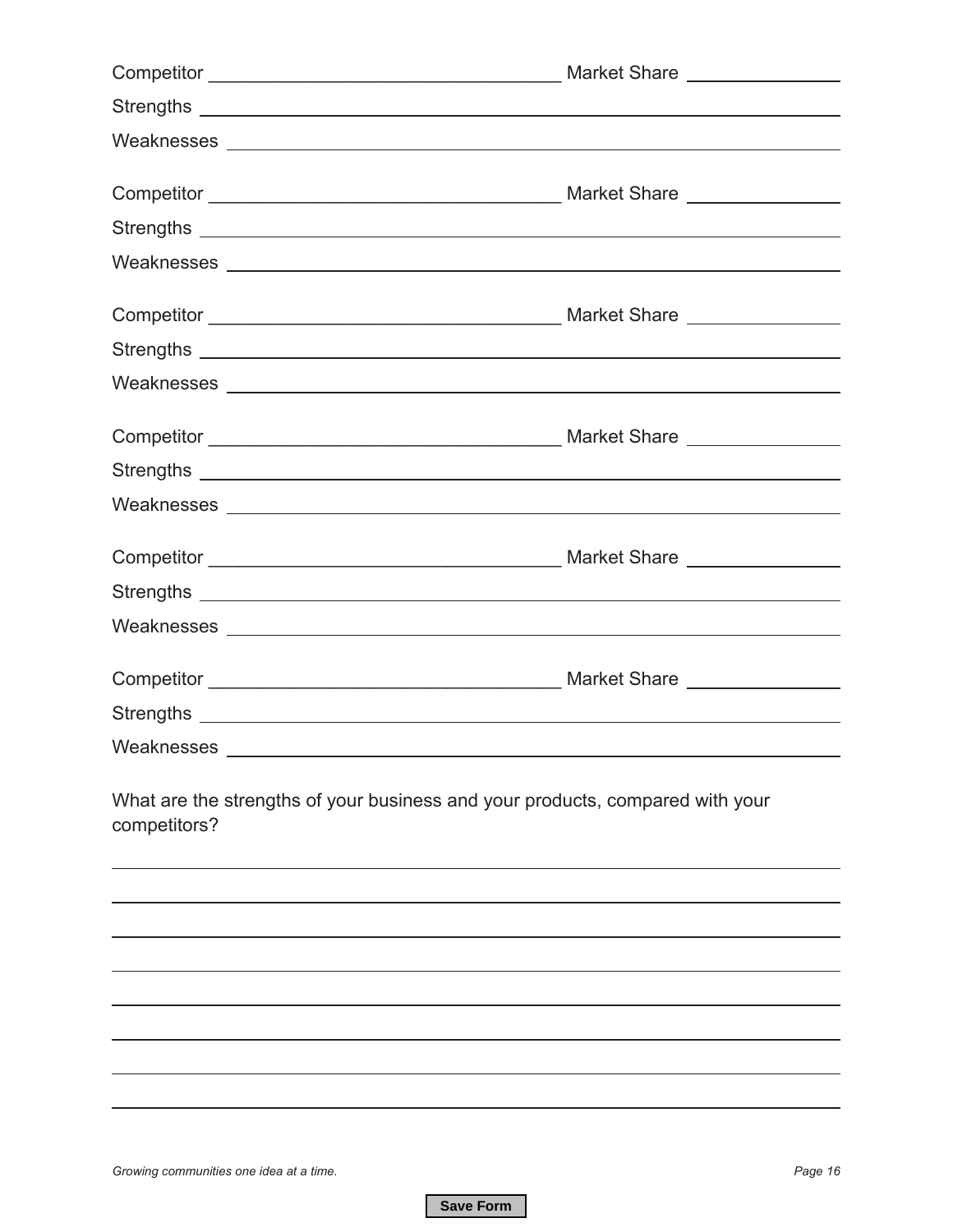Competitor __________________________________ Market Share _______________

Strengths ______________________________________________________________

Weaknesses _____________________________________________________________

Competitor __________________________________ Market Share _______________

Strengths ______________________________________________________________

Weaknesses _____________________________________________________________

Competitor __________________________________ Market Share _______________

Strengths ______________________________________________________________

Weaknesses _____________________________________________________________

Competitor __________________________________ Market Share _______________

Strengths ______________________________________________________________

Weaknesses _____________________________________________________________

Competitor __________________________________ Market Share _______________

Strengths ______________________________________________________________

Weaknesses _____________________________________________________________

Competitor __________________________________ Market Share _______________

Strengths ______________________________________________________________

Weaknesses _____________________________________________________________

What are the strengths of your business and your products, compared with your competitors?

_________________________________________________________________________

_________________________________________________________________________

_________________________________________________________________________

_________________________________________________________________________

_________________________________________________________________________

_________________________________________________________________________

_________________________________________________________________________

_________________________________________________________________________

Save Form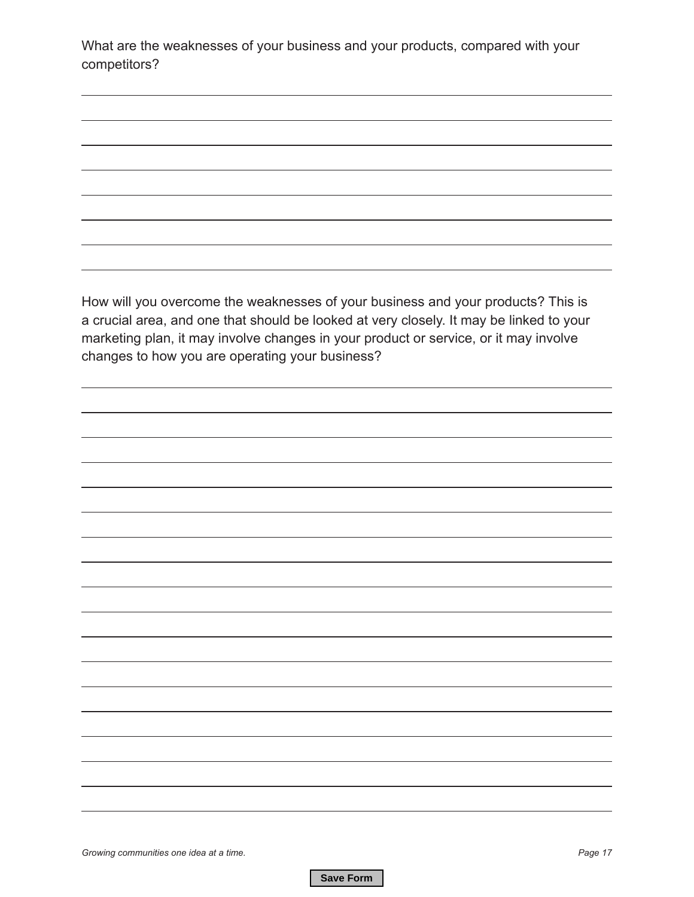What are the weaknesses of your business and your products, compared with your competitors?

How will you overcome the weaknesses of your business and your products? This is a crucial area, and one that should be looked at very closely. It may be linked to your marketing plan, it may involve changes in your product or service, or it may involve changes to how you are operating your business?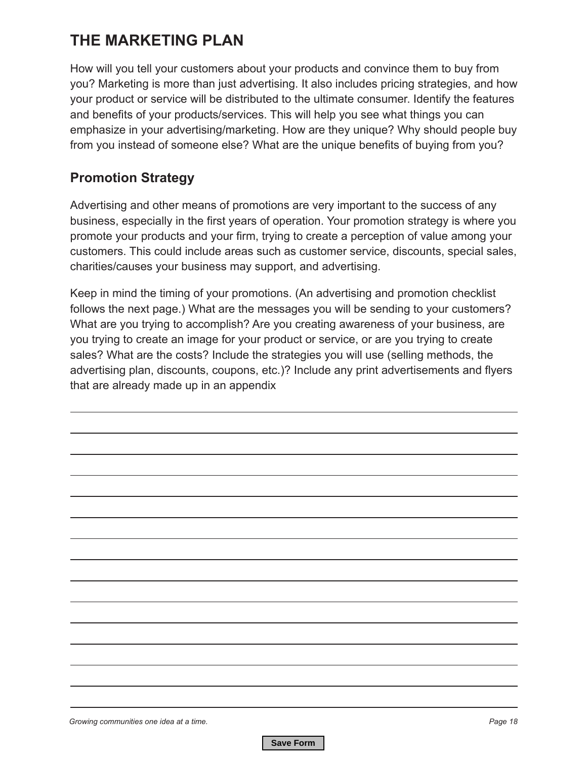# THE MARKETING PLAN

How will you tell your customers about your products and convince them to buy from you? Marketing is more than just advertising. It also includes pricing strategies, and how your product or service will be distributed to the ultimate consumer. Identify the features and benefits of your products/services. This will help you see what things you can emphasize in your advertising/marketing. How are they unique? Why should people buy from you instead of someone else? What are the unique benefits of buying from you?

## Promotion Strategy

Advertising and other means of promotions are very important to the success of any business, especially in the first years of operation. Your promotion strategy is where you promote your products and your firm, trying to create a perception of value among your customers. This could include areas such as customer service, discounts, special sales, charities/causes your business may support, and advertising.

Keep in mind the timing of your promotions. (An advertising and promotion checklist follows the next page.) What are the messages you will be sending to your customers? What are you trying to accomplish? Are you creating awareness of your business, are you trying to create an image for your product or service, or are you trying to create sales? What are the costs? Include the strategies you will use (selling methods, the advertising plan, discounts, coupons, etc.)? Include any print advertisements and flyers that are already made up in an appendix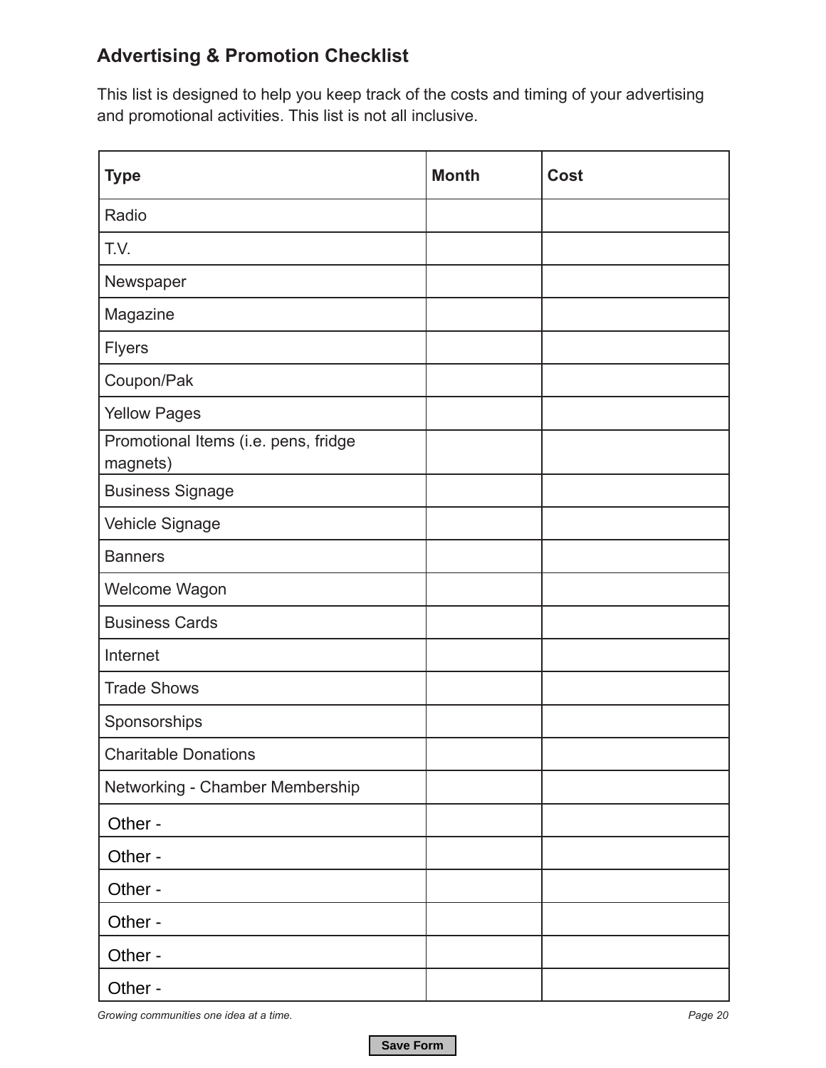## Advertising & Promotion Checklist

This list is designed to help you keep track of the costs and timing of your advertising and promotional activities. This list is not all inclusive.

| Type | Month | Cost |
| --- | --- | --- |
| Radio | | |
| T.V. | | |
| Newspaper | | |
| Magazine | | |
| Flyers | | |
| Coupon/Pak | | |
| Yellow Pages | | |
| Promotional Items (i.e. pens, fridge magnets) | | |
| Business Signage | | |
| Vehicle Signage | | |
| Banners | | |
| Welcome Wagon | | |
| Business Cards | | |
| Internet | | |
| Trade Shows | | |
| Sponsorships | | |
| Charitable Donations | | |
| Networking - Chamber Membership | | |
| Other - | | |
| Other - | | |
| Other - | | |
| Other - | | |
| Other - | | |
| Other - | | |

Save Form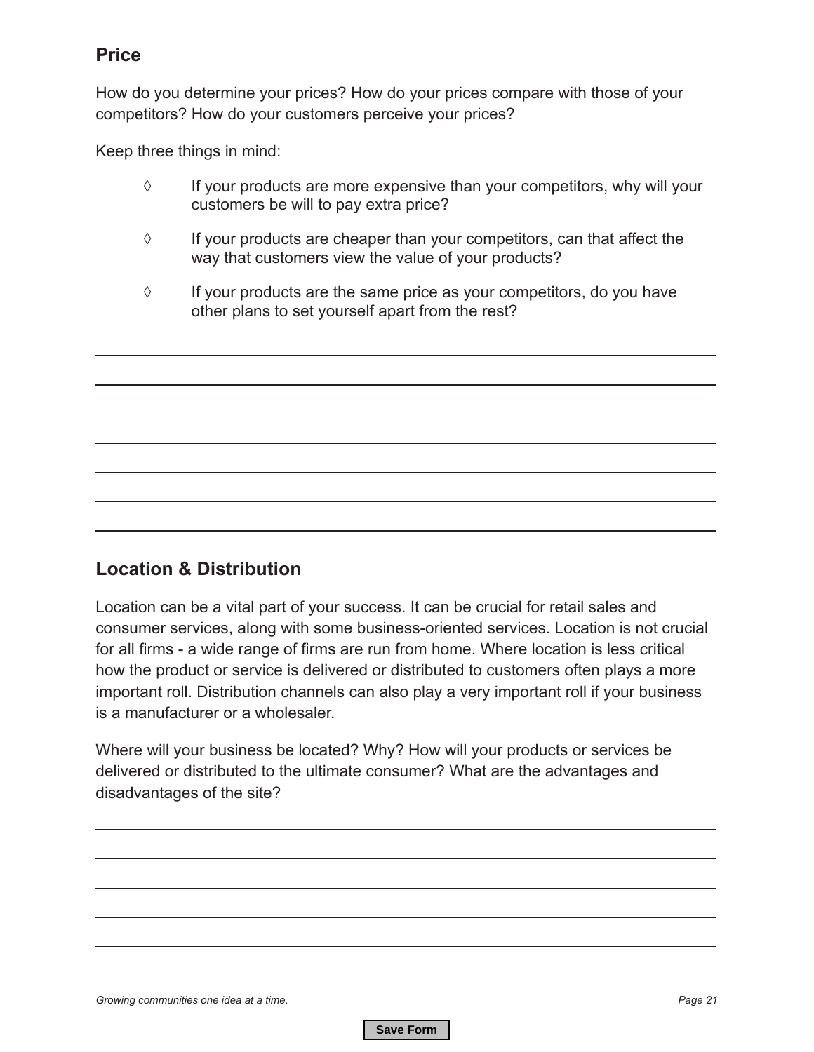## Price

How do you determine your prices? How do your prices compare with those of your competitors? How do your customers perceive your prices?

Keep three things in mind:

- ◊ If your products are more expensive than your competitors, why will your customers be will to pay extra price?
- ◊ If your products are cheaper than your competitors, can that affect the way that customers view the value of your products?
- ◊ If your products are the same price as your competitors, do you have other plans to set yourself apart from the rest?

## Location & Distribution

Location can be a vital part of your success. It can be crucial for retail sales and consumer services, along with some business-oriented services. Location is not crucial for all firms - a wide range of firms are run from home. Where location is less critical how the product or service is delivered or distributed to customers often plays a more important roll. Distribution channels can also play a very important roll if your business is a manufacturer or a wholesaler.

Where will your business be located? Why? How will your products or services be delivered or distributed to the ultimate consumer? What are the advantages and disadvantages of the site?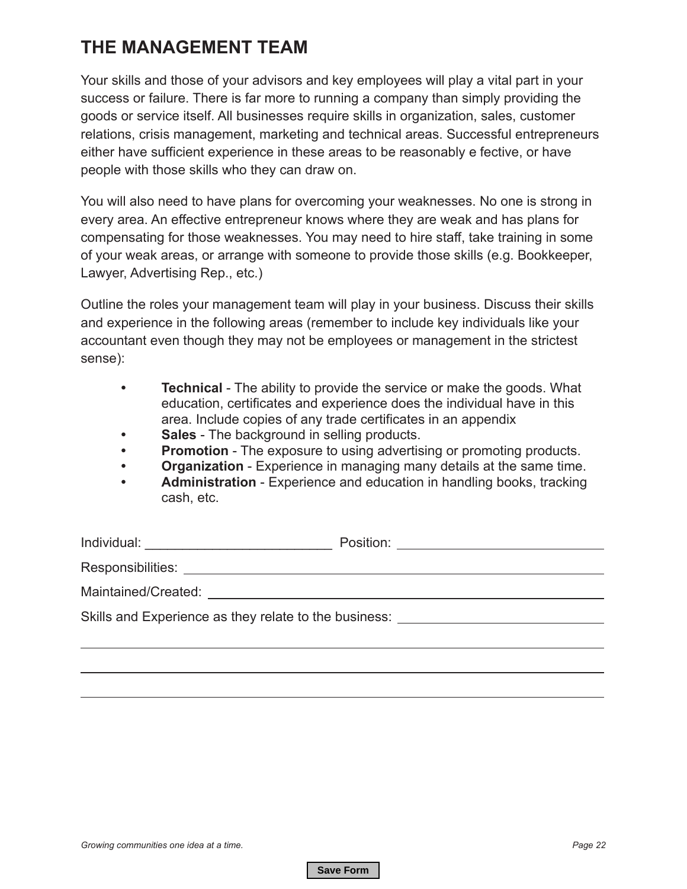# THE MANAGEMENT TEAM

Your skills and those of your advisors and key employees will play a vital part in your success or failure. There is far more to running a company than simply providing the goods or service itself. All businesses require skills in organization, sales, customer relations, crisis management, marketing and technical areas. Successful entrepreneurs either have sufficient experience in these areas to be reasonably e fective, or have people with those skills who they can draw on.

You will also need to have plans for overcoming your weaknesses. No one is strong in every area. An effective entrepreneur knows where they are weak and has plans for compensating for those weaknesses. You may need to hire staff, take training in some of your weak areas, or arrange with someone to provide those skills (e.g. Bookkeeper, Lawyer, Advertising Rep., etc.)

Outline the roles your management team will play in your business. Discuss their skills and experience in the following areas (remember to include key individuals like your accountant even though they may not be employees or management in the strictest sense):

- **Technical** - The ability to provide the service or make the goods. What education, certificates and experience does the individual have in this area. Include copies of any trade certificates in an appendix
- **Sales** - The background in selling products.
- **Promotion** - The exposure to using advertising or promoting products.
- **Organization** - Experience in managing many details at the same time.
- **Administration** - Experience and education in handling books, tracking cash, etc.

Individual: _________________________ Position: _________________________

Responsibilities: _________________________

Maintained/Created: _________________________

Skills and Experience as they relate to the business: _________________________

_________________________

_________________________

_________________________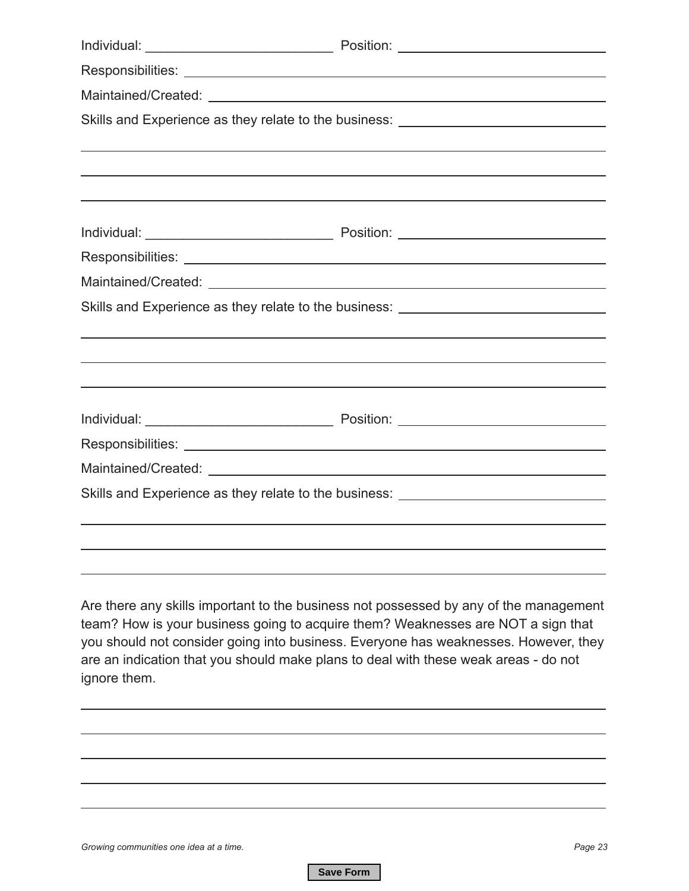Individual: ________________________ Position: ________________________

Responsibilities: ________________________________________________

Maintained/Created: ______________________________________________

Skills and Experience as they relate to the business: ________________________

________________________________________________________________

________________________________________________________________

________________________________________________________________

Individual: ________________________ Position: ________________________

Responsibilities: ________________________________________________

Maintained/Created: ______________________________________________

Skills and Experience as they relate to the business: ________________________

________________________________________________________________

________________________________________________________________

________________________________________________________________

Individual: ________________________ Position: ________________________

Responsibilities: ________________________________________________

Maintained/Created: ______________________________________________

Skills and Experience as they relate to the business: ________________________

________________________________________________________________

________________________________________________________________

________________________________________________________________

Are there any skills important to the business not possessed by any of the management team? How is your business going to acquire them? Weaknesses are NOT a sign that you should not consider going into business. Everyone has weaknesses. However, they are an indication that you should make plans to deal with these weak areas - do not ignore them.

________________________________________________________________

________________________________________________________________

________________________________________________________________

________________________________________________________________

________________________________________________________________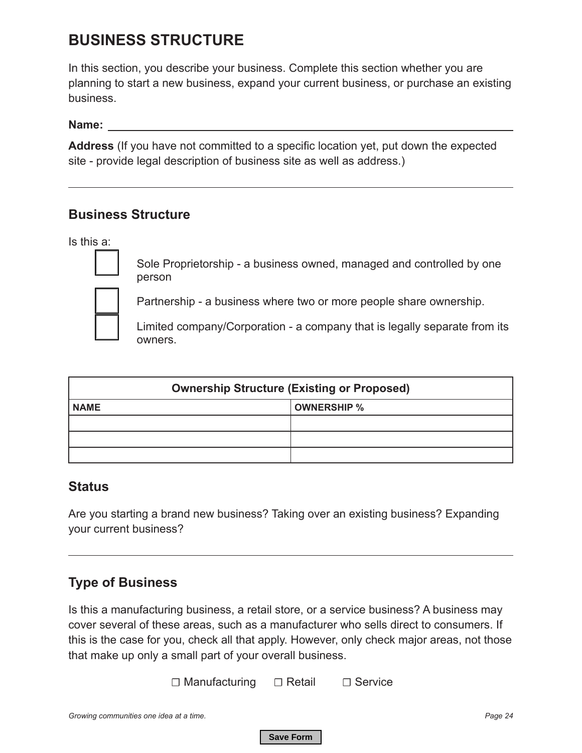## BUSINESS STRUCTURE

In this section, you describe your business. Complete this section whether you are planning to start a new business, expand your current business, or purchase an existing business.

**Name:** ______________________________

**Address** (If you have not committed to a specific location yet, put down the expected site - provide legal description of business site as well as address.)

______________________________

### Business Structure

Is this a:

- ☐ Sole Proprietorship - a business owned, managed and controlled by one person
- ☐ Partnership - a business where two or more people share ownership.
- ☐ Limited company/Corporation - a company that is legally separate from its owners.

| Ownership Structure (Existing or Proposed) | |
|---|---|
| **NAME** | **OWNERSHIP %** |
| | |
| | |
| | |

### Status

Are you starting a brand new business? Taking over an existing business? Expanding your current business?

______________________________

### Type of Business

Is this a manufacturing business, a retail store, or a service business? A business may cover several of these areas, such as a manufacturer who sells direct to consumers. If this is the case for you, check all that apply. However, only check major areas, not those that make up only a small part of your overall business.

☐ Manufacturing ☐ Retail ☐ Service

Save Form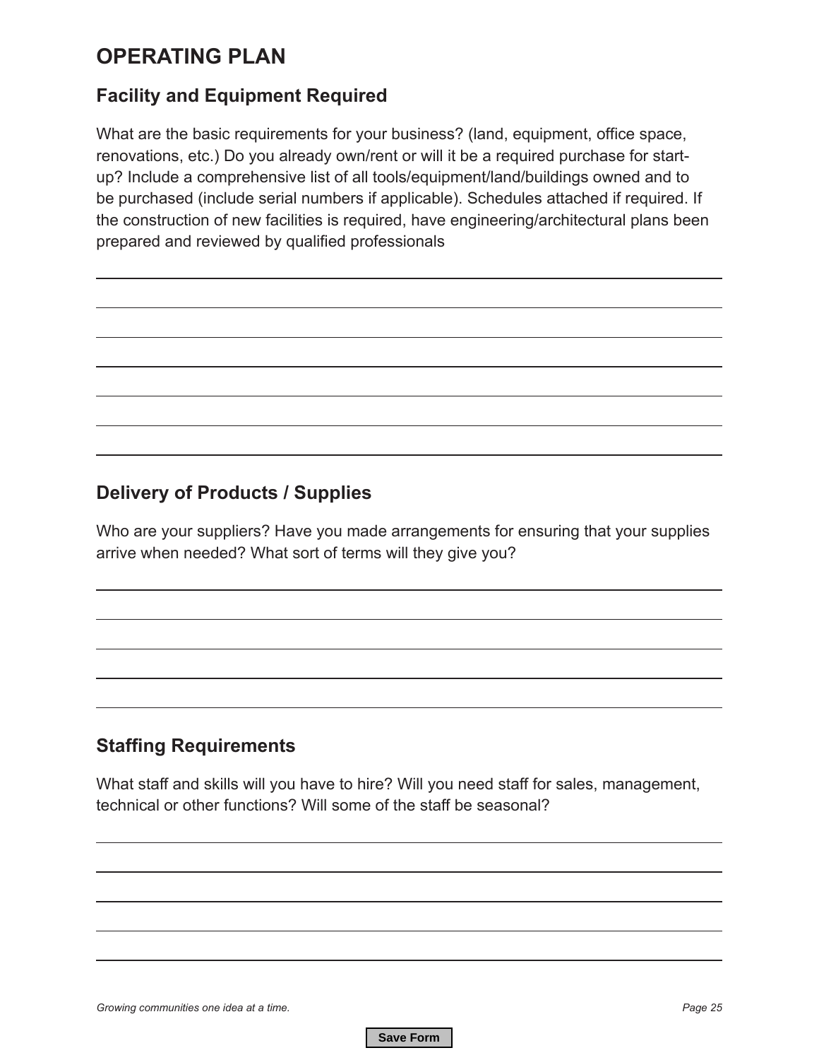# OPERATING PLAN

## Facility and Equipment Required

What are the basic requirements for your business? (land, equipment, office space, renovations, etc.) Do you already own/rent or will it be a required purchase for start-up? Include a comprehensive list of all tools/equipment/land/buildings owned and to be purchased (include serial numbers if applicable). Schedules attached if required. If the construction of new facilities is required, have engineering/architectural plans been prepared and reviewed by qualified professionals

## Delivery of Products / Supplies

Who are your suppliers? Have you made arrangements for ensuring that your supplies arrive when needed? What sort of terms will they give you?

## Staffing Requirements

What staff and skills will you have to hire? Will you need staff for sales, management, technical or other functions? Will some of the staff be seasonal?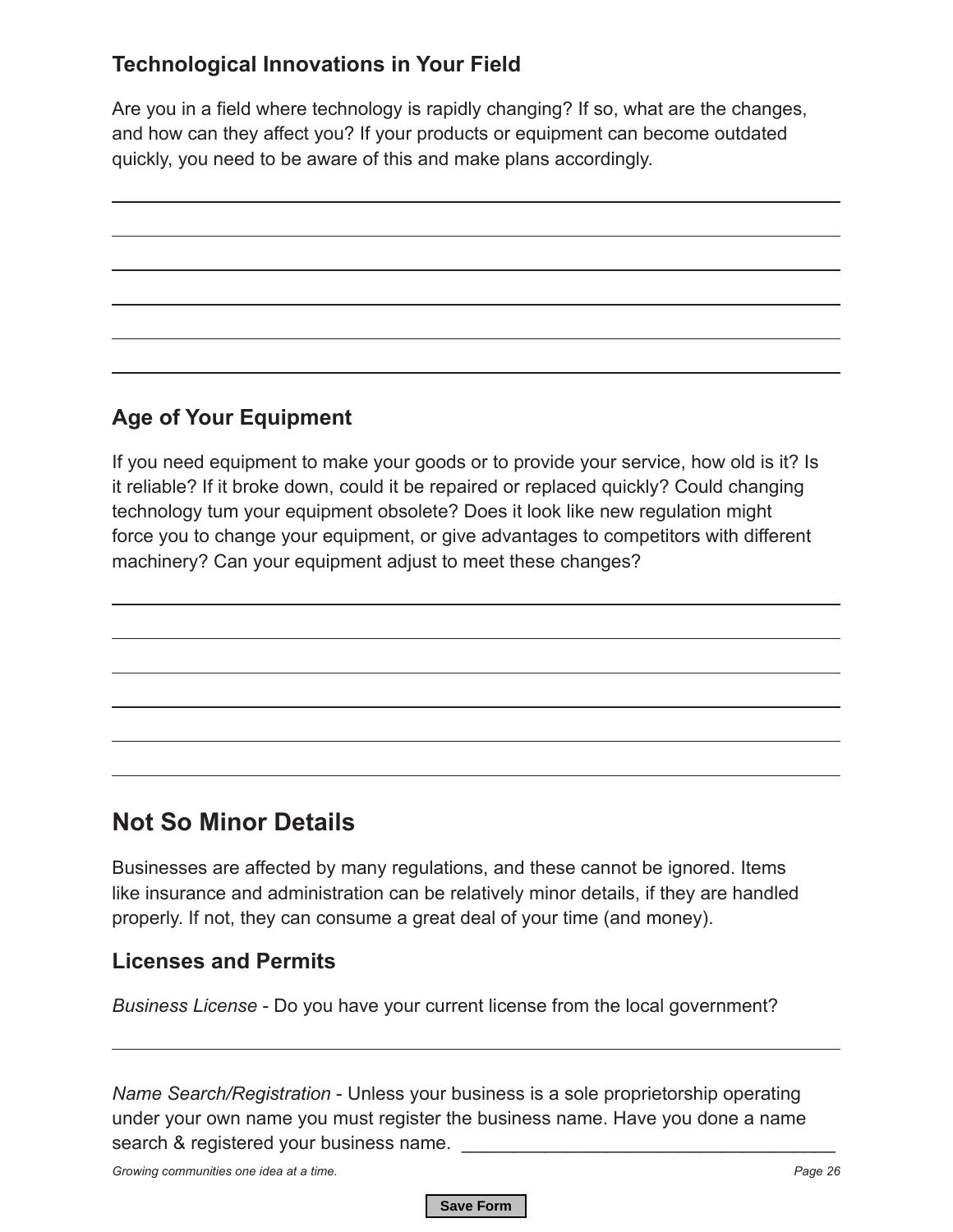### Technological Innovations in Your Field

Are you in a field where technology is rapidly changing? If so, what are the changes, and how can they affect you? If your products or equipment can become outdated quickly, you need to be aware of this and make plans accordingly.

### Age of Your Equipment

If you need equipment to make your goods or to provide your service, how old is it? Is it reliable? If it broke down, could it be repaired or replaced quickly? Could changing technology tum your equipment obsolete? Does it look like new regulation might force you to change your equipment, or give advantages to competitors with different machinery? Can your equipment adjust to meet these changes?

## Not So Minor Details

Businesses are affected by many regulations, and these cannot be ignored. Items like insurance and administration can be relatively minor details, if they are handled properly. If not, they can consume a great deal of your time (and money).

### Licenses and Permits

*Business License* - Do you have your current license from the local government?

*Name Search/Registration* - Unless your business is a sole proprietorship operating under your own name you must register the business name. Have you done a name search & registered your business name. ____________________________________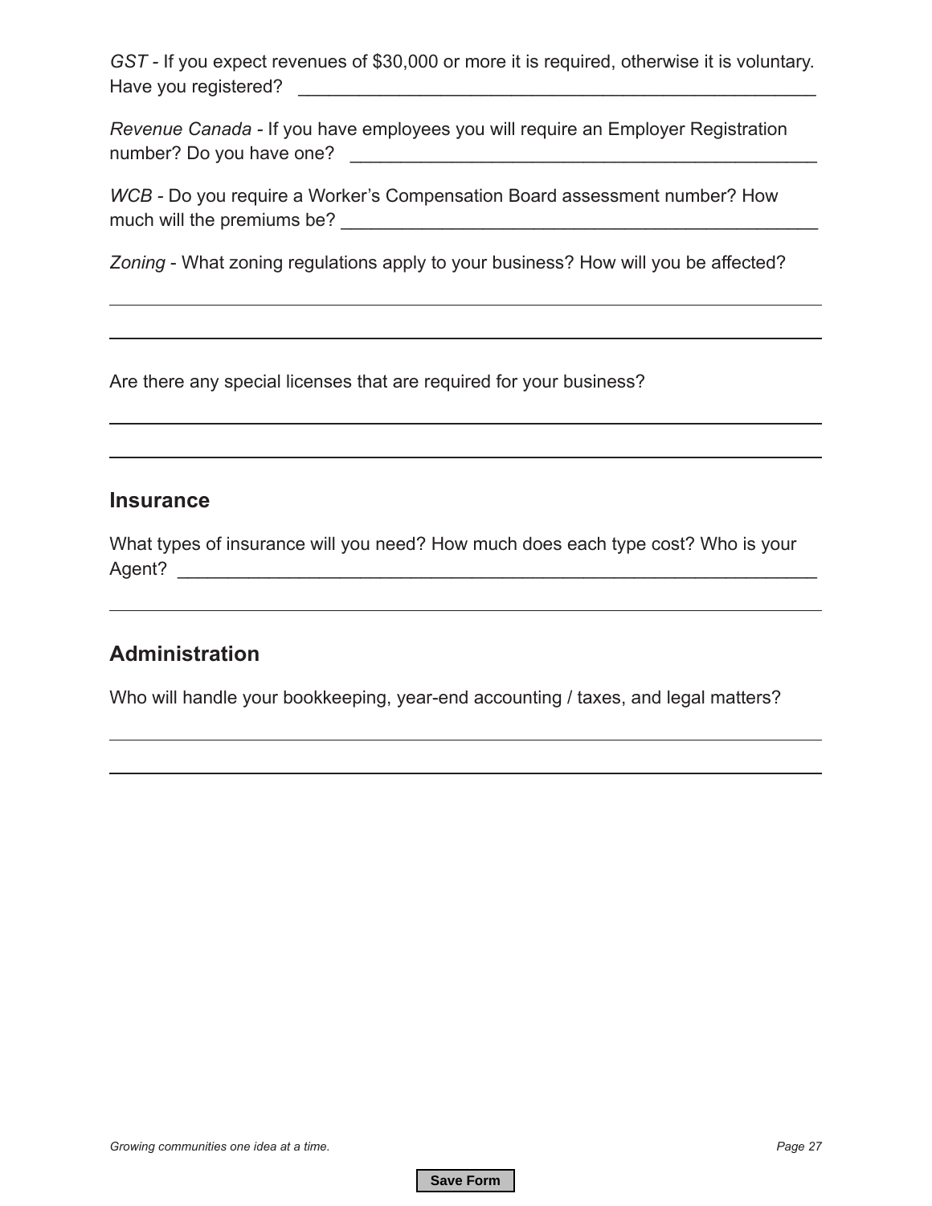*GST* - If you expect revenues of $30,000 or more it is required, otherwise it is voluntary. Have you registered? ______________________________________________________

*Revenue Canada* - If you have employees you will require an Employer Registration number? Do you have one? ______________________________________________

*WCB* - Do you require a Worker's Compensation Board assessment number? How much will the premiums be? ________________________________________________

*Zoning* - What zoning regulations apply to your business? How will you be affected?

______________________________________________________________________

______________________________________________________________________

Are there any special licenses that are required for your business?

______________________________________________________________________

______________________________________________________________________

## Insurance

What types of insurance will you need? How much does each type cost? Who is your Agent? ______________________________________________________________

______________________________________________________________________

## Administration

Who will handle your bookkeeping, year-end accounting / taxes, and legal matters?

______________________________________________________________________

______________________________________________________________________

Growing communities one idea at a time.

Save Form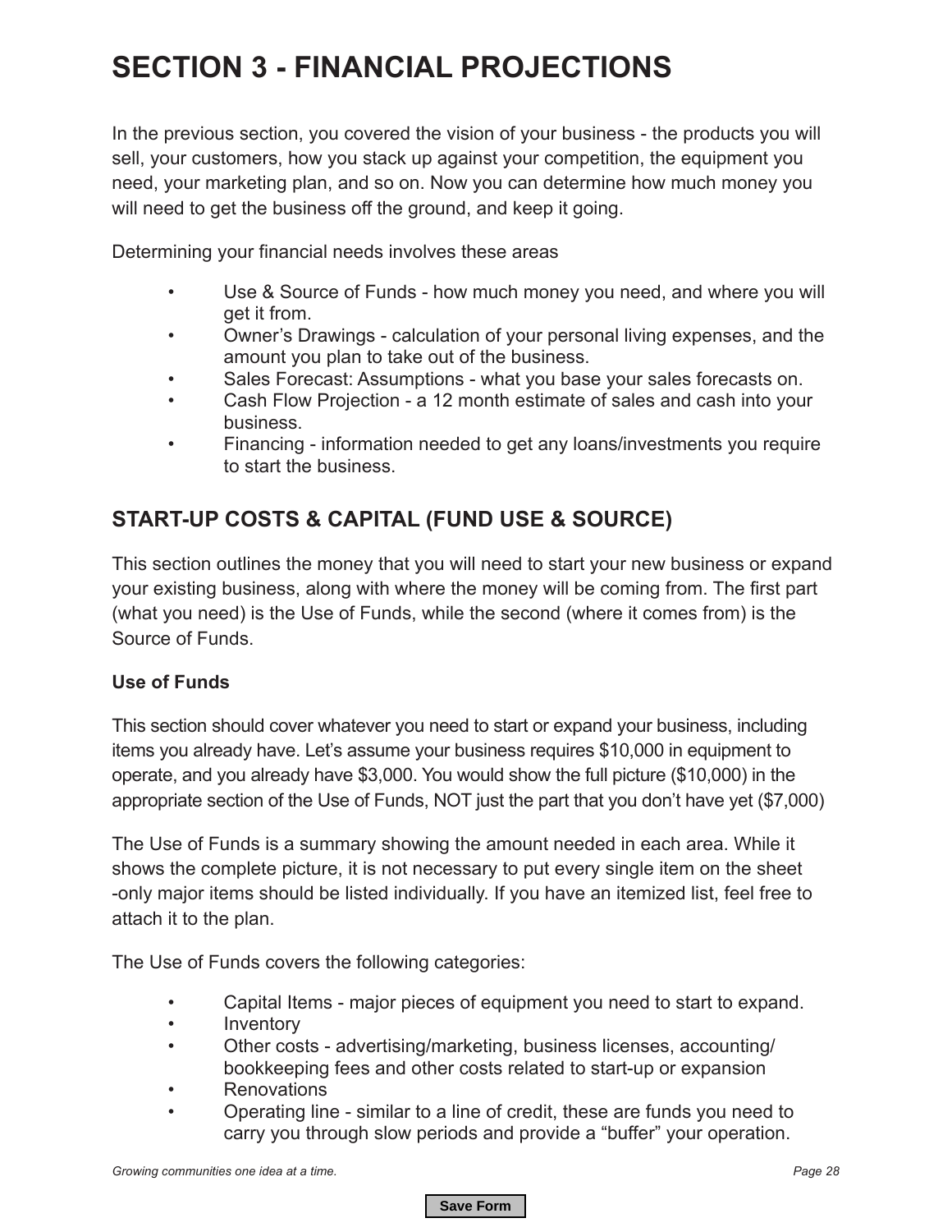# SECTION 3 - FINANCIAL PROJECTIONS

In the previous section, you covered the vision of your business - the products you will sell, your customers, how you stack up against your competition, the equipment you need, your marketing plan, and so on. Now you can determine how much money you will need to get the business off the ground, and keep it going.

Determining your financial needs involves these areas

- Use & Source of Funds - how much money you need, and where you will get it from.
- Owner's Drawings - calculation of your personal living expenses, and the amount you plan to take out of the business.
- Sales Forecast: Assumptions - what you base your sales forecasts on.
- Cash Flow Projection - a 12 month estimate of sales and cash into your business.
- Financing - information needed to get any loans/investments you require to start the business.

## START-UP COSTS & CAPITAL (FUND USE & SOURCE)

This section outlines the money that you will need to start your new business or expand your existing business, along with where the money will be coming from. The first part (what you need) is the Use of Funds, while the second (where it comes from) is the Source of Funds.

### Use of Funds

This section should cover whatever you need to start or expand your business, including items you already have. Let's assume your business requires $10,000 in equipment to operate, and you already have $3,000. You would show the full picture ($10,000) in the appropriate section of the Use of Funds, NOT just the part that you don't have yet ($7,000)

The Use of Funds is a summary showing the amount needed in each area. While it shows the complete picture, it is not necessary to put every single item on the sheet -only major items should be listed individually. If you have an itemized list, feel free to attach it to the plan.

The Use of Funds covers the following categories:

- Capital Items - major pieces of equipment you need to start to expand.
- Inventory
- Other costs - advertising/marketing, business licenses, accounting/ bookkeeping fees and other costs related to start-up or expansion
- Renovations
- Operating line - similar to a line of credit, these are funds you need to carry you through slow periods and provide a "buffer" your operation.

*Growing communities one idea at a time.*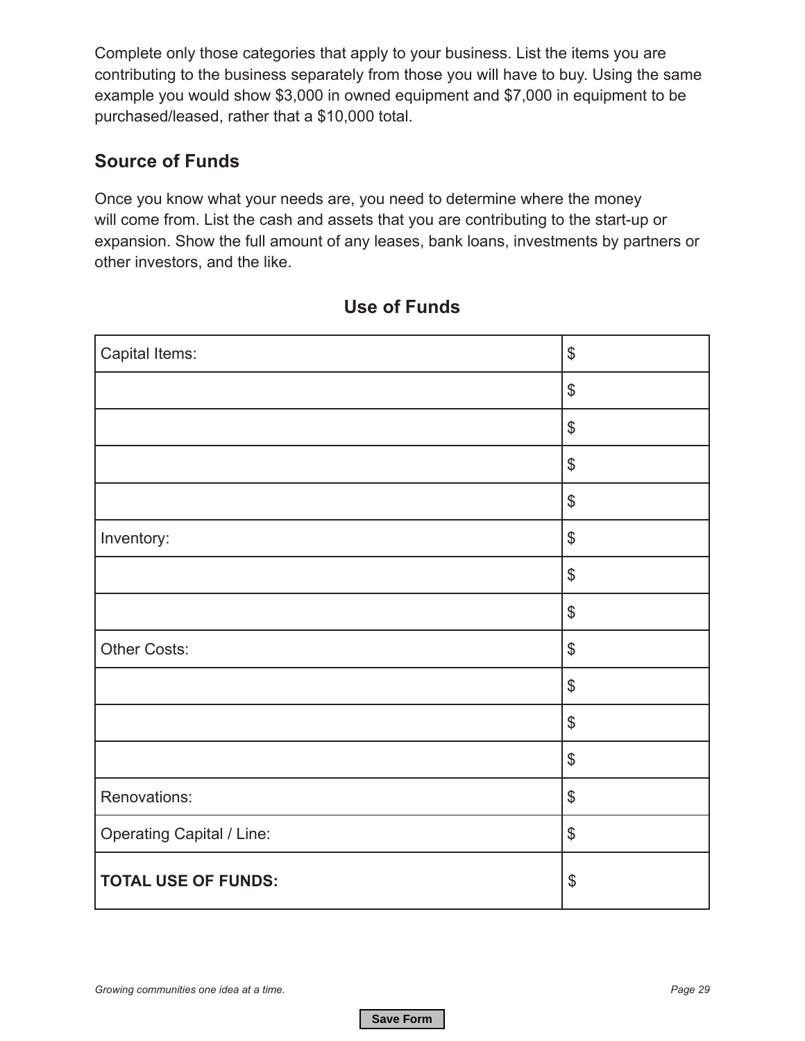Complete only those categories that apply to your business. List the items you are contributing to the business separately from those you will have to buy. Using the same example you would show $3,000 in owned equipment and $7,000 in equipment to be purchased/leased, rather that a $10,000 total.

## Source of Funds

Once you know what your needs are, you need to determine where the money will come from. List the cash and assets that you are contributing to the start-up or expansion. Show the full amount of any leases, bank loans, investments by partners or other investors, and the like.

## Use of Funds

| | |
|---|---|
| Capital Items: | $ |
| | $ |
| | $ |
| | $ |
| | $ |
| Inventory: | $ |
| | $ |
| | $ |
| Other Costs: | $ |
| | $ |
| | $ |
| | $ |
| Renovations: | $ |
| Operating Capital / Line: | $ |
| **TOTAL USE OF FUNDS:** | $ |

*Growing communities one idea at a time.*

Save Form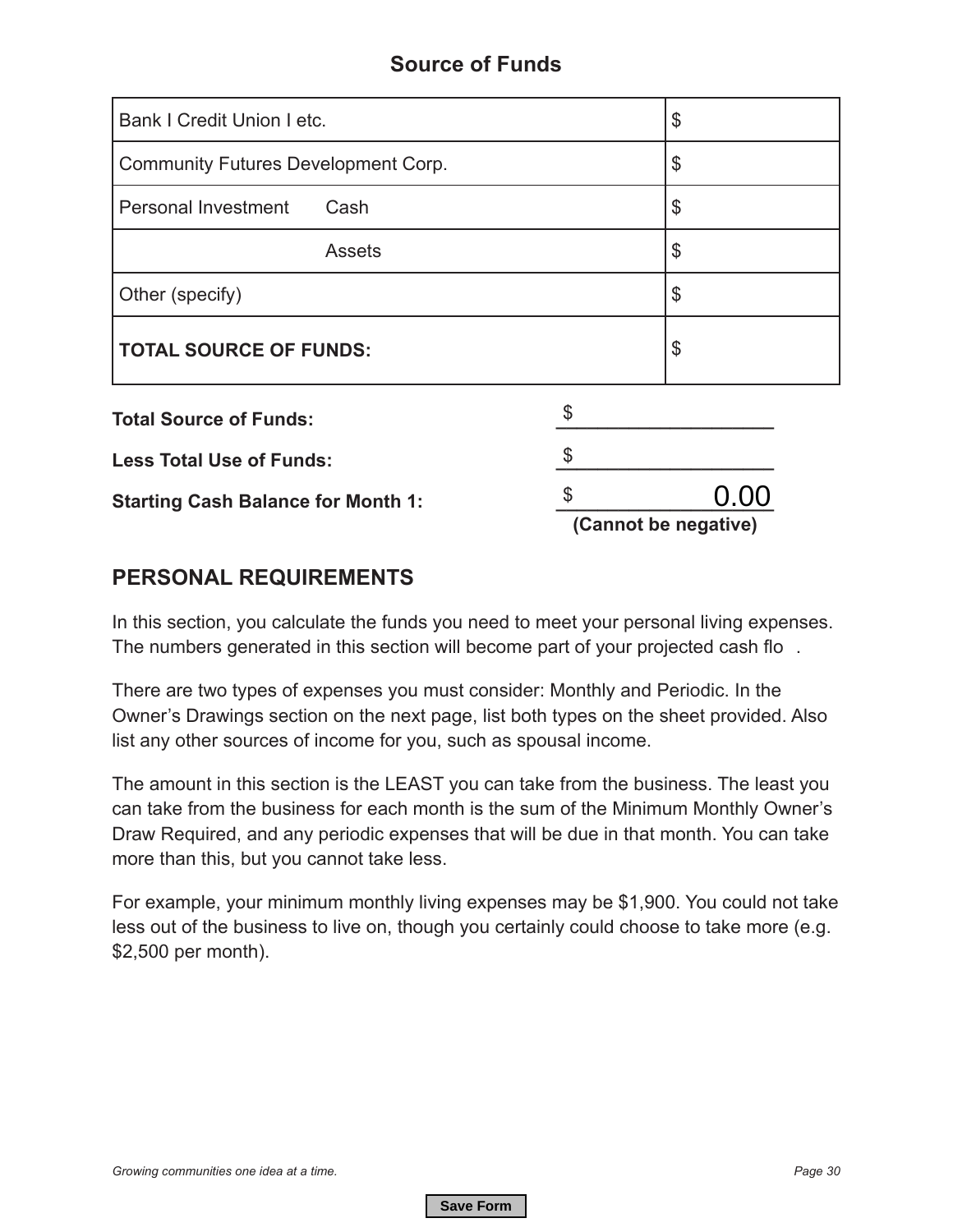## Source of Funds

| | |
|---|---|
| Bank I Credit Union I etc. | $ |
| Community Futures Development Corp. | $ |
| Personal Investment        Cash | $ |
|                            Assets | $ |
| Other (specify) | $ |
| **TOTAL SOURCE OF FUNDS:** | $ |

**Total Source of Funds:** $ ____________________

**Less Total Use of Funds:** $ ____________________

**Starting Cash Balance for Month 1:** $ 0.00

**(Cannot be negative)**

## PERSONAL REQUIREMENTS

In this section, you calculate the funds you need to meet your personal living expenses. The numbers generated in this section will become part of your projected cash flo .

There are two types of expenses you must consider: Monthly and Periodic. In the Owner's Drawings section on the next page, list both types on the sheet provided. Also list any other sources of income for you, such as spousal income.

The amount in this section is the LEAST you can take from the business. The least you can take from the business for each month is the sum of the Minimum Monthly Owner's Draw Required, and any periodic expenses that will be due in that month. You can take more than this, but you cannot take less.

For example, your minimum monthly living expenses may be $1,900. You could not take less out of the business to live on, though you certainly could choose to take more (e.g. $2,500 per month).

*Growing communities one idea at a time.*

Save Form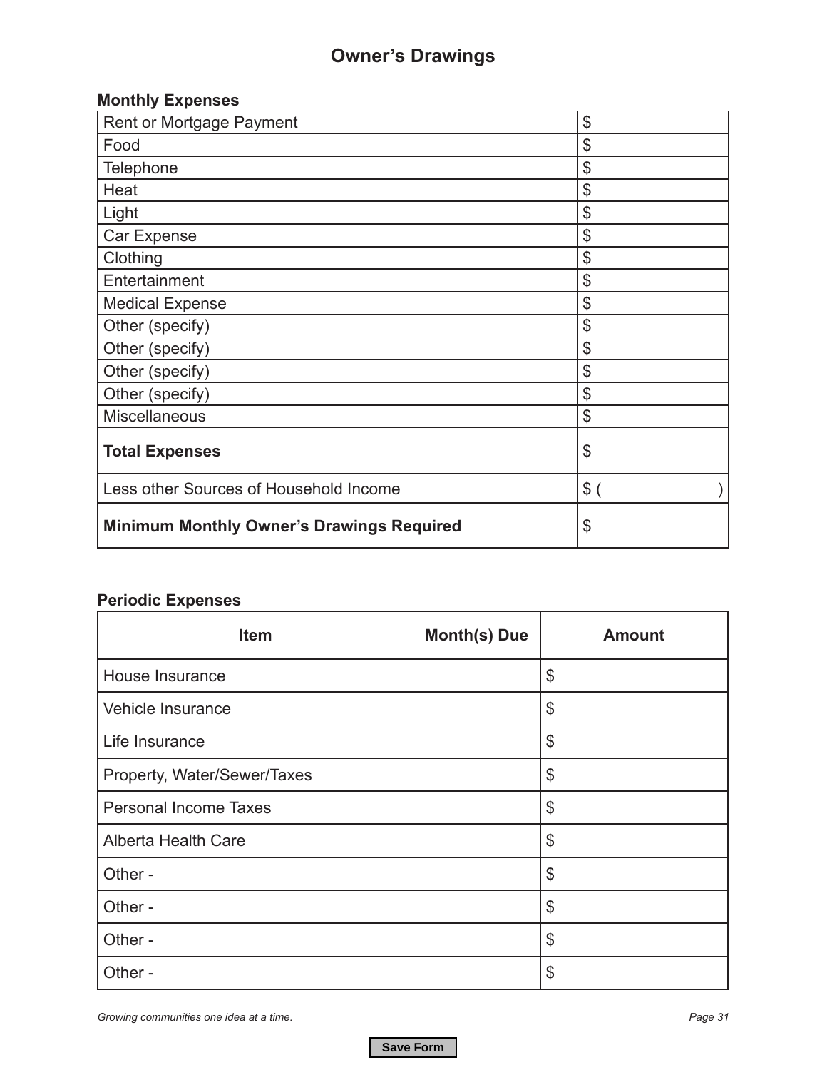# Owner's Drawings

**Monthly Expenses**

| | |
|---|---|
| Rent or Mortgage Payment | $ |
| Food | $ |
| Telephone | $ |
| Heat | $ |
| Light | $ |
| Car Expense | $ |
| Clothing | $ |
| Entertainment | $ |
| Medical Expense | $ |
| Other (specify) | $ |
| Other (specify) | $ |
| Other (specify) | $ |
| Other (specify) | $ |
| Miscellaneous | $ |
| **Total Expenses** | $ |
| Less other Sources of Household Income | $ ( ) |
| **Minimum Monthly Owner's Drawings Required** | $ |

**Periodic Expenses**

| Item | Month(s) Due | Amount |
|---|---|---|
| House Insurance | | $ |
| Vehicle Insurance | | $ |
| Life Insurance | | $ |
| Property, Water/Sewer/Taxes | | $ |
| Personal Income Taxes | | $ |
| Alberta Health Care | | $ |
| Other - | | $ |
| Other - | | $ |
| Other - | | $ |
| Other - | | $ |

Save Form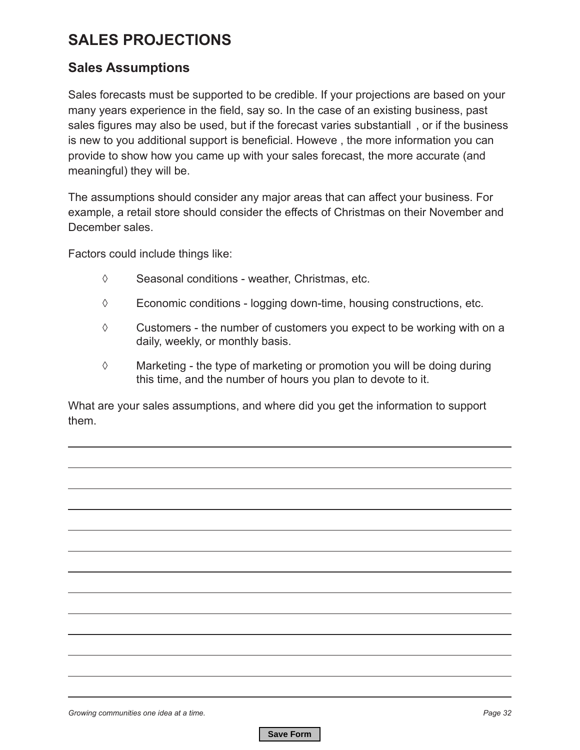# SALES PROJECTIONS

## Sales Assumptions

Sales forecasts must be supported to be credible. If your projections are based on your many years experience in the field, say so. In the case of an existing business, past sales figures may also be used, but if the forecast varies substantiall , or if the business is new to you additional support is beneficial. Howeve , the more information you can provide to show how you came up with your sales forecast, the more accurate (and meaningful) they will be.

The assumptions should consider any major areas that can affect your business. For example, a retail store should consider the effects of Christmas on their November and December sales.

Factors could include things like:

- ◊ Seasonal conditions - weather, Christmas, etc.
- ◊ Economic conditions - logging down-time, housing constructions, etc.
- ◊ Customers - the number of customers you expect to be working with on a daily, weekly, or monthly basis.
- ◊ Marketing - the type of marketing or promotion you will be doing during this time, and the number of hours you plan to devote to it.

What are your sales assumptions, and where did you get the information to support them.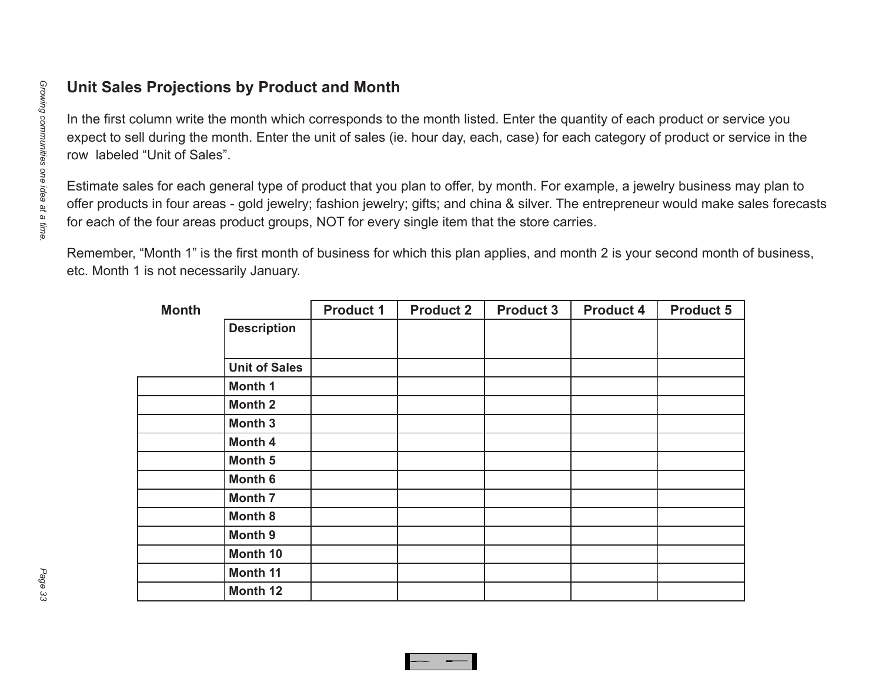## Unit Sales Projections by Product and Month

In the first column write the month which corresponds to the month listed. Enter the quantity of each product or service you expect to sell during the month. Enter the unit of sales (ie. hour day, each, case) for each category of product or service in the row labeled “Unit of Sales”.

Estimate sales for each general type of product that you plan to offer, by month. For example, a jewelry business may plan to offer products in four areas - gold jewelry; fashion jewelry; gifts; and china & silver. The entrepreneur would make sales forecasts for each of the four areas product groups, NOT for every single item that the store carries.

Remember, “Month 1” is the first month of business for which this plan applies, and month 2 is your second month of business, etc. Month 1 is not necessarily January.

| Month | | Product 1 | Product 2 | Product 3 | Product 4 | Product 5 |
|---|---|---|---|---|---|---|
| | **Description** | | | | | |
| | **Unit of Sales** | | | | | |
| | **Month 1** | | | | | |
| | **Month 2** | | | | | |
| | **Month 3** | | | | | |
| | **Month 4** | | | | | |
| | **Month 5** | | | | | |
| | **Month 6** | | | | | |
| | **Month 7** | | | | | |
| | **Month 8** | | | | | |
| | **Month 9** | | | | | |
| | **Month 10** | | | | | |
| | **Month 11** | | | | | |
| | **Month 12** | | | | | |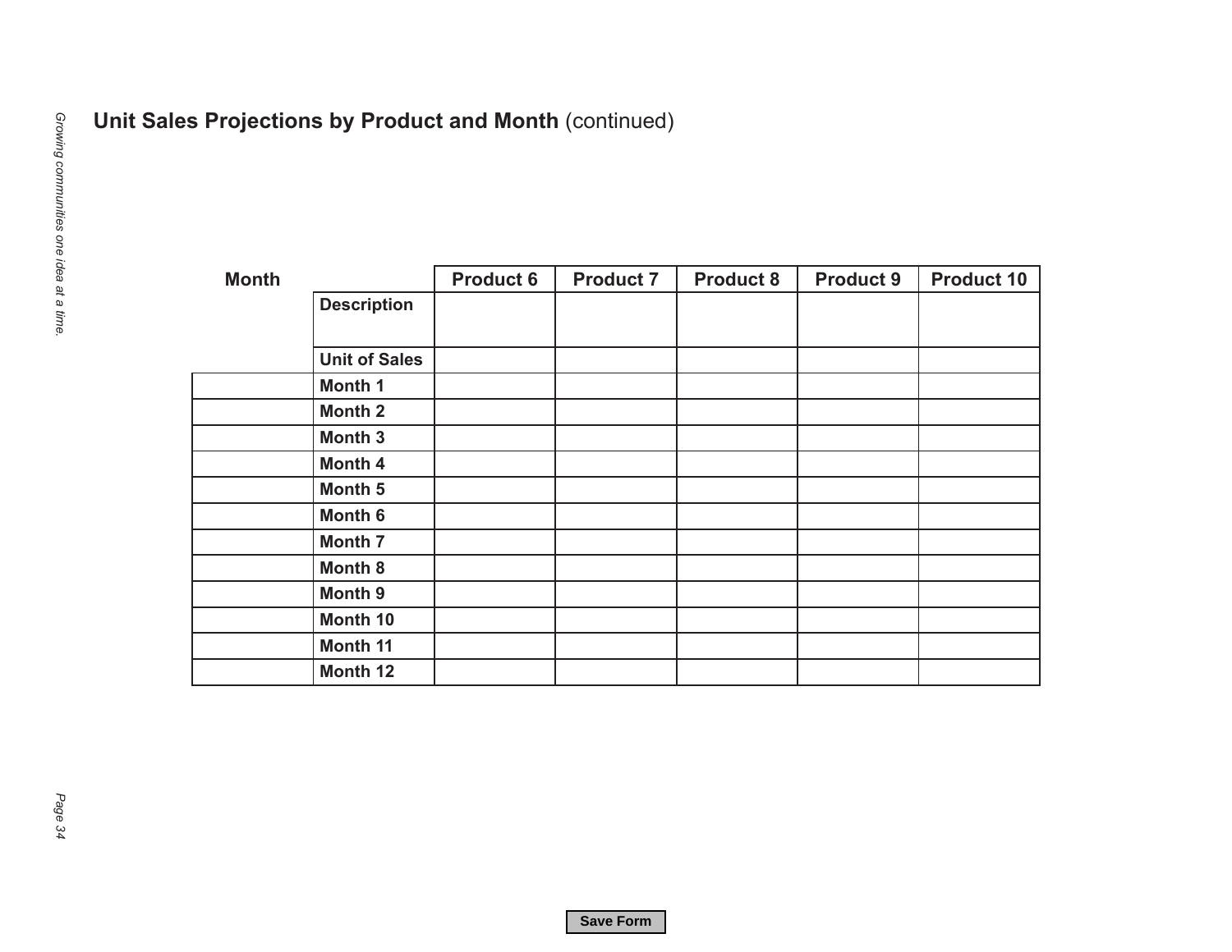## Unit Sales Projections by Product and Month (continued)

| Month | | Product 6 | Product 7 | Product 8 | Product 9 | Product 10 |
|---|---|---|---|---|---|---|
| | **Description** | | | | | |
| | **Unit of Sales** | | | | | |
| | **Month 1** | | | | | |
| | **Month 2** | | | | | |
| | **Month 3** | | | | | |
| | **Month 4** | | | | | |
| | **Month 5** | | | | | |
| | **Month 6** | | | | | |
| | **Month 7** | | | | | |
| | **Month 8** | | | | | |
| | **Month 9** | | | | | |
| | **Month 10** | | | | | |
| | **Month 11** | | | | | |
| | **Month 12** | | | | | |

Save Form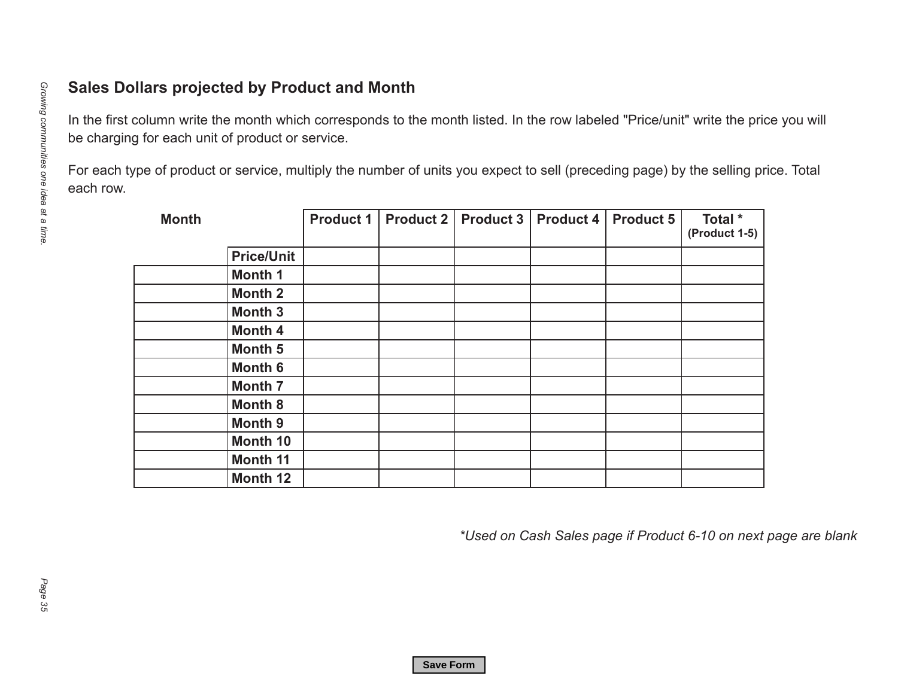## Sales Dollars projected by Product and Month

In the first column write the month which corresponds to the month listed. In the row labeled "Price/unit" write the price you will be charging for each unit of product or service.

For each type of product or service, multiply the number of units you expect to sell (preceding page) by the selling price. Total each row.

| Month | | Product 1 | Product 2 | Product 3 | Product 4 | Product 5 | Total * (Product 1-5) |
|---|---|---|---|---|---|---|---|
| | **Price/Unit** | | | | | | |
| | **Month 1** | | | | | | |
| | **Month 2** | | | | | | |
| | **Month 3** | | | | | | |
| | **Month 4** | | | | | | |
| | **Month 5** | | | | | | |
| | **Month 6** | | | | | | |
| | **Month 7** | | | | | | |
| | **Month 8** | | | | | | |
| | **Month 9** | | | | | | |
| | **Month 10** | | | | | | |
| | **Month 11** | | | | | | |
| | **Month 12** | | | | | | |

*\*Used on Cash Sales page if Product 6-10 on next page are blank*

Save Form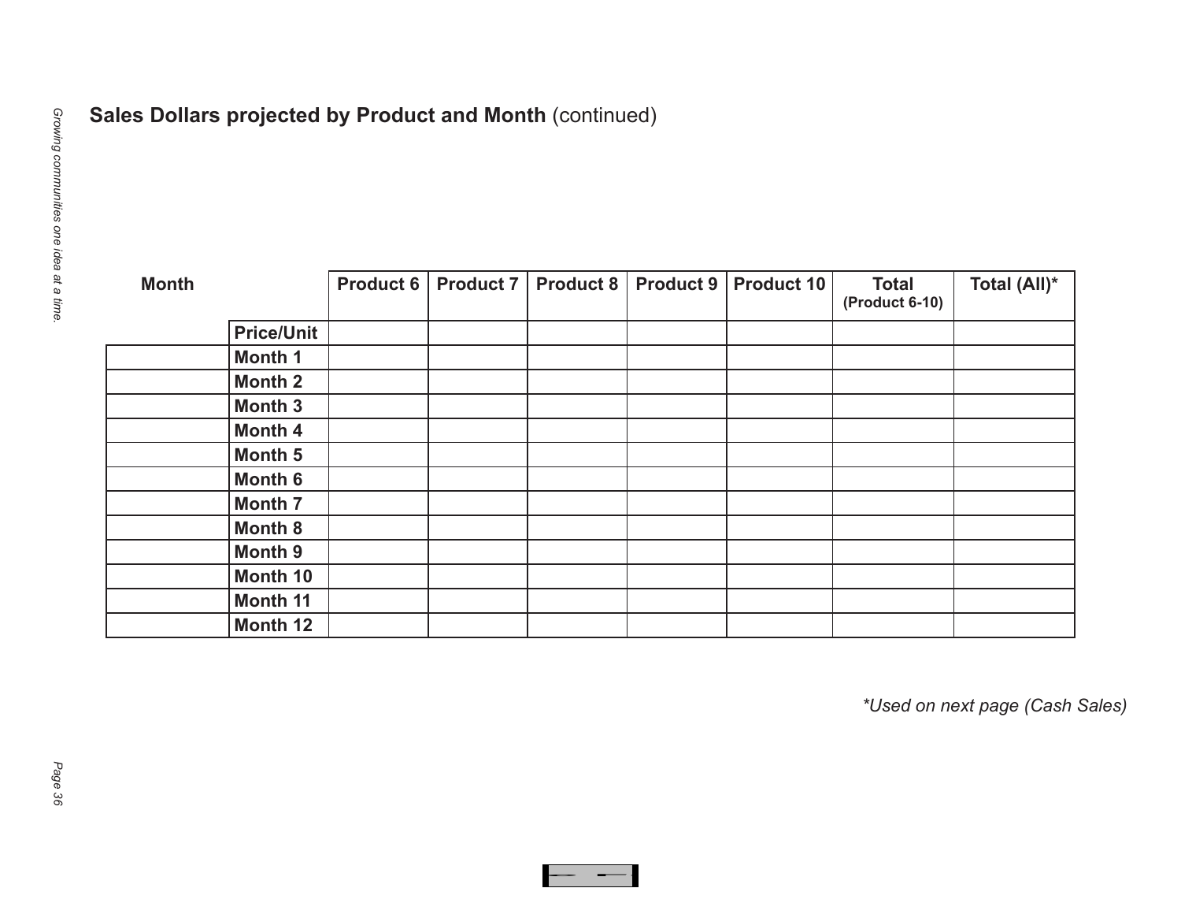**Sales Dollars projected by Product and Month** (continued)

| Month | | Product 6 | Product 7 | Product 8 | Product 9 | Product 10 | Total (Product 6-10) | Total (All)* |
|---|---|---|---|---|---|---|---|---|
| | Price/Unit | | | | | | | |
| | Month 1 | | | | | | | |
| | Month 2 | | | | | | | |
| | Month 3 | | | | | | | |
| | Month 4 | | | | | | | |
| | Month 5 | | | | | | | |
| | Month 6 | | | | | | | |
| | Month 7 | | | | | | | |
| | Month 8 | | | | | | | |
| | Month 9 | | | | | | | |
| | Month 10 | | | | | | | |
| | Month 11 | | | | | | | |
| | Month 12 | | | | | | | |

*\*Used on next page (Cash Sales)*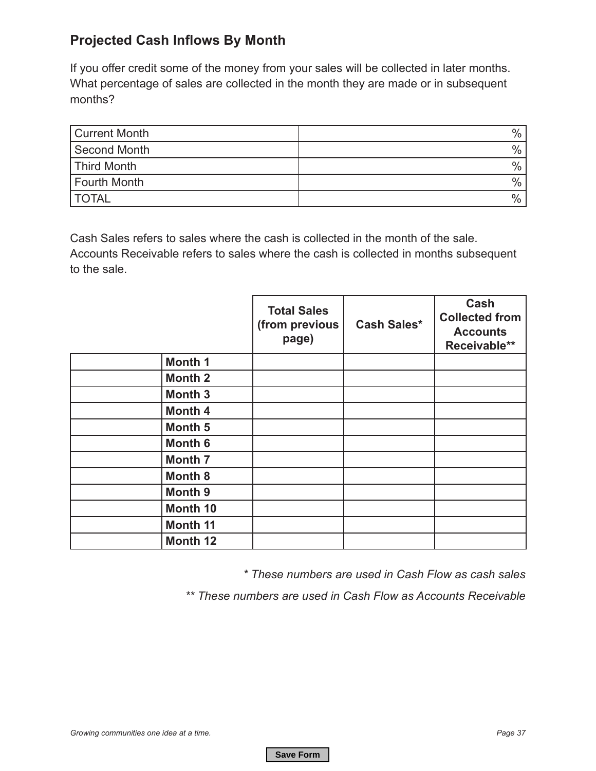## Projected Cash Inflows By Month

If you offer credit some of the money from your sales will be collected in later months. What percentage of sales are collected in the month they are made or in subsequent months?

| | |
|---|---|
| Current Month | % |
| Second Month | % |
| Third Month | % |
| Fourth Month | % |
| TOTAL | % |

Cash Sales refers to sales where the cash is collected in the month of the sale. Accounts Receivable refers to sales where the cash is collected in months subsequent to the sale.

| | | **Total Sales (from previous page)** | **Cash Sales*** | **Cash Collected from Accounts Receivable**** |
|---|---|---|---|---|
| | **Month 1** | | | |
| | **Month 2** | | | |
| | **Month 3** | | | |
| | **Month 4** | | | |
| | **Month 5** | | | |
| | **Month 6** | | | |
| | **Month 7** | | | |
| | **Month 8** | | | |
| | **Month 9** | | | |
| | **Month 10** | | | |
| | **Month 11** | | | |
| | **Month 12** | | | |

*\* These numbers are used in Cash Flow as cash sales*

*\*\* These numbers are used in Cash Flow as Accounts Receivable*

Save Form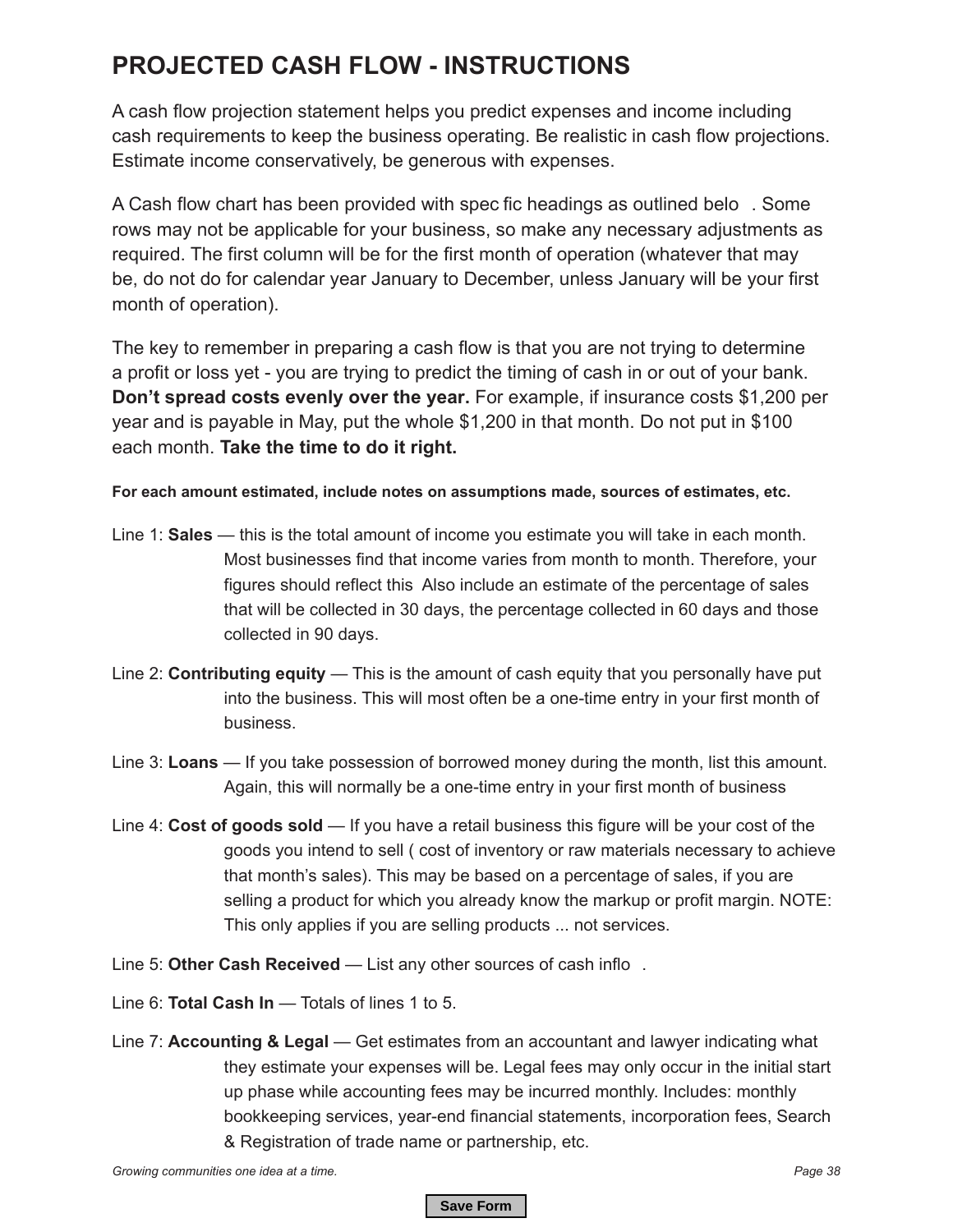# PROJECTED CASH FLOW - INSTRUCTIONS

A cash flow projection statement helps you predict expenses and income including cash requirements to keep the business operating. Be realistic in cash flow projections. Estimate income conservatively, be generous with expenses.

A Cash flow chart has been provided with spec fic headings as outlined belo . Some rows may not be applicable for your business, so make any necessary adjustments as required. The first column will be for the first month of operation (whatever that may be, do not do for calendar year January to December, unless January will be your first month of operation).

The key to remember in preparing a cash flow is that you are not trying to determine a profit or loss yet - you are trying to predict the timing of cash in or out of your bank. **Don't spread costs evenly over the year.** For example, if insurance costs $1,200 per year and is payable in May, put the whole $1,200 in that month. Do not put in $100 each month. **Take the time to do it right.**

**For each amount estimated, include notes on assumptions made, sources of estimates, etc.**

Line 1: **Sales** — this is the total amount of income you estimate you will take in each month. Most businesses find that income varies from month to month. Therefore, your figures should reflect this Also include an estimate of the percentage of sales that will be collected in 30 days, the percentage collected in 60 days and those collected in 90 days.

Line 2: **Contributing equity** — This is the amount of cash equity that you personally have put into the business. This will most often be a one-time entry in your first month of business.

Line 3: **Loans** — If you take possession of borrowed money during the month, list this amount. Again, this will normally be a one-time entry in your first month of business

Line 4: **Cost of goods sold** — If you have a retail business this figure will be your cost of the goods you intend to sell ( cost of inventory or raw materials necessary to achieve that month's sales). This may be based on a percentage of sales, if you are selling a product for which you already know the markup or profit margin. NOTE: This only applies if you are selling products ... not services.

Line 5: **Other Cash Received** — List any other sources of cash inflo .

Line 6: **Total Cash In** — Totals of lines 1 to 5.

Line 7: **Accounting & Legal** — Get estimates from an accountant and lawyer indicating what they estimate your expenses will be. Legal fees may only occur in the initial start up phase while accounting fees may be incurred monthly. Includes: monthly bookkeeping services, year-end financial statements, incorporation fees, Search & Registration of trade name or partnership, etc.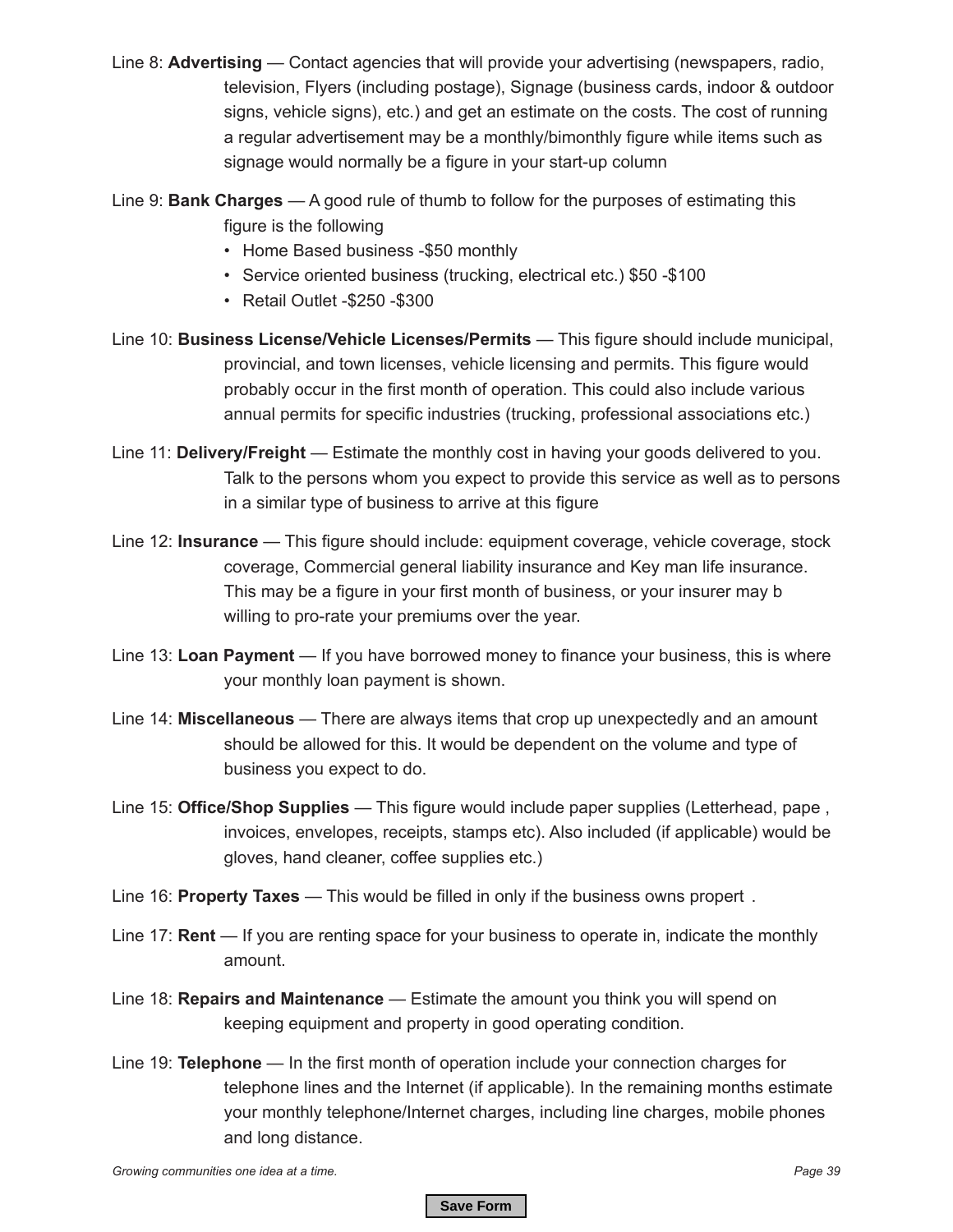Line 8: **Advertising** — Contact agencies that will provide your advertising (newspapers, radio, television, Flyers (including postage), Signage (business cards, indoor & outdoor signs, vehicle signs), etc.) and get an estimate on the costs. The cost of running a regular advertisement may be a monthly/bimonthly figure while items such as signage would normally be a figure in your start-up column

Line 9: **Bank Charges** — A good rule of thumb to follow for the purposes of estimating this figure is the following

- Home Based business -$50 monthly
- Service oriented business (trucking, electrical etc.) $50 -$100
- Retail Outlet -$250 -$300

Line 10: **Business License/Vehicle Licenses/Permits** — This figure should include municipal, provincial, and town licenses, vehicle licensing and permits. This figure would probably occur in the first month of operation. This could also include various annual permits for specific industries (trucking, professional associations etc.)

Line 11: **Delivery/Freight** — Estimate the monthly cost in having your goods delivered to you. Talk to the persons whom you expect to provide this service as well as to persons in a similar type of business to arrive at this figure

Line 12: **Insurance** — This figure should include: equipment coverage, vehicle coverage, stock coverage, Commercial general liability insurance and Key man life insurance. This may be a figure in your first month of business, or your insurer may b willing to pro-rate your premiums over the year.

Line 13: **Loan Payment** — If you have borrowed money to finance your business, this is where your monthly loan payment is shown.

Line 14: **Miscellaneous** — There are always items that crop up unexpectedly and an amount should be allowed for this. It would be dependent on the volume and type of business you expect to do.

Line 15: **Office/Shop Supplies** — This figure would include paper supplies (Letterhead, pape , invoices, envelopes, receipts, stamps etc). Also included (if applicable) would be gloves, hand cleaner, coffee supplies etc.)

Line 16: **Property Taxes** — This would be filled in only if the business owns propert .

Line 17: **Rent** — If you are renting space for your business to operate in, indicate the monthly amount.

Line 18: **Repairs and Maintenance** — Estimate the amount you think you will spend on keeping equipment and property in good operating condition.

Line 19: **Telephone** — In the first month of operation include your connection charges for telephone lines and the Internet (if applicable). In the remaining months estimate your monthly telephone/Internet charges, including line charges, mobile phones and long distance.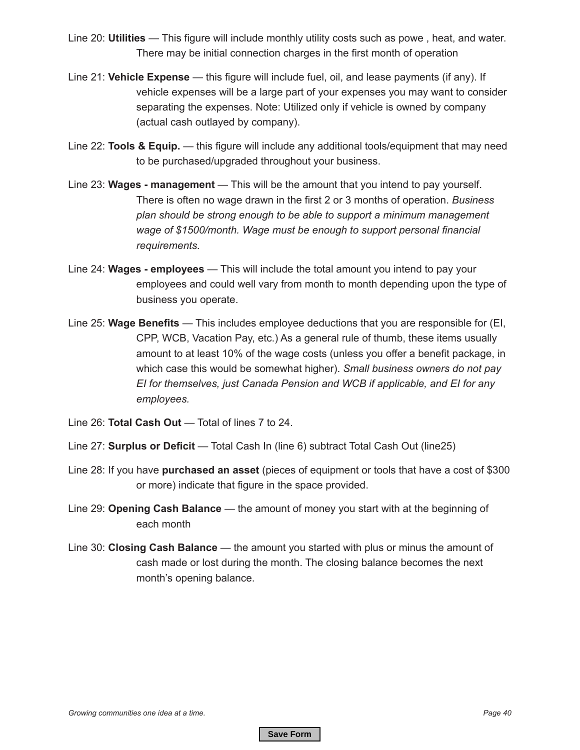Line 20: **Utilities** — This figure will include monthly utility costs such as powe , heat, and water. There may be initial connection charges in the first month of operation

Line 21: **Vehicle Expense** — this figure will include fuel, oil, and lease payments (if any). If vehicle expenses will be a large part of your expenses you may want to consider separating the expenses. Note: Utilized only if vehicle is owned by company (actual cash outlayed by company).

Line 22: **Tools & Equip.** — this figure will include any additional tools/equipment that may need to be purchased/upgraded throughout your business.

Line 23: **Wages - management** — This will be the amount that you intend to pay yourself. There is often no wage drawn in the first 2 or 3 months of operation. *Business plan should be strong enough to be able to support a minimum management wage of $1500/month. Wage must be enough to support personal financial requirements.*

Line 24: **Wages - employees** — This will include the total amount you intend to pay your employees and could well vary from month to month depending upon the type of business you operate.

Line 25: **Wage Benefits** — This includes employee deductions that you are responsible for (EI, CPP, WCB, Vacation Pay, etc.) As a general rule of thumb, these items usually amount to at least 10% of the wage costs (unless you offer a benefit package, in which case this would be somewhat higher). *Small business owners do not pay EI for themselves, just Canada Pension and WCB if applicable, and EI for any employees.*

Line 26: **Total Cash Out** — Total of lines 7 to 24.

Line 27: **Surplus or Deficit** — Total Cash In (line 6) subtract Total Cash Out (line25)

Line 28: If you have **purchased an asset** (pieces of equipment or tools that have a cost of $300 or more) indicate that figure in the space provided.

Line 29: **Opening Cash Balance** — the amount of money you start with at the beginning of each month

Line 30: **Closing Cash Balance** — the amount you started with plus or minus the amount of cash made or lost during the month. The closing balance becomes the next month's opening balance.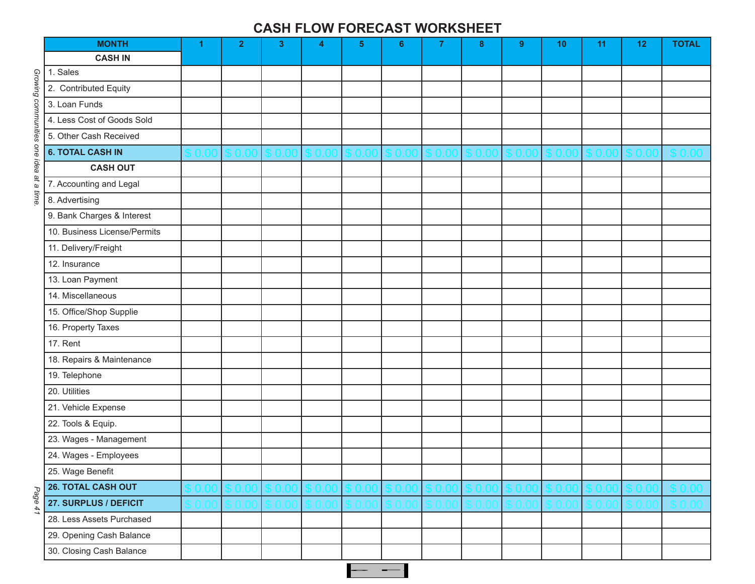# CASH FLOW FORECAST WORKSHEET

| MONTH | 1 | 2 | 3 | 4 | 5 | 6 | 7 | 8 | 9 | 10 | 11 | 12 | TOTAL |
|---|---|---|---|---|---|---|---|---|---|---|---|---|---|
| **CASH IN** | | | | | | | | | | | | | |
| 1. Sales | | | | | | | | | | | | | |
| 2. Contributed Equity | | | | | | | | | | | | | |
| 3. Loan Funds | | | | | | | | | | | | | |
| 4. Less Cost of Goods Sold | | | | | | | | | | | | | |
| 5. Other Cash Received | | | | | | | | | | | | | |
| **6. TOTAL CASH IN** | $ 0.00 | $ 0.00 | $ 0.00 | $ 0.00 | $ 0.00 | $ 0.00 | $ 0.00 | $ 0.00 | $ 0.00 | $ 0.00 | $ 0.00 | $ 0.00 | $ 0.00 |
| **CASH OUT** | | | | | | | | | | | | | |
| 7. Accounting and Legal | | | | | | | | | | | | | |
| 8. Advertising | | | | | | | | | | | | | |
| 9. Bank Charges & Interest | | | | | | | | | | | | | |
| 10. Business License/Permits | | | | | | | | | | | | | |
| 11. Delivery/Freight | | | | | | | | | | | | | |
| 12. Insurance | | | | | | | | | | | | | |
| 13. Loan Payment | | | | | | | | | | | | | |
| 14. Miscellaneous | | | | | | | | | | | | | |
| 15. Office/Shop Supplie | | | | | | | | | | | | | |
| 16. Property Taxes | | | | | | | | | | | | | |
| 17. Rent | | | | | | | | | | | | | |
| 18. Repairs & Maintenance | | | | | | | | | | | | | |
| 19. Telephone | | | | | | | | | | | | | |
| 20. Utilities | | | | | | | | | | | | | |
| 21. Vehicle Expense | | | | | | | | | | | | | |
| 22. Tools & Equip. | | | | | | | | | | | | | |
| 23. Wages - Management | | | | | | | | | | | | | |
| 24. Wages - Employees | | | | | | | | | | | | | |
| 25. Wage Benefit | | | | | | | | | | | | | |
| **26. TOTAL CASH OUT** | $ 0.00 | $ 0.00 | $ 0.00 | $ 0.00 | $ 0.00 | $ 0.00 | $ 0.00 | $ 0.00 | $ 0.00 | $ 0.00 | $ 0.00 | $ 0.00 | $ 0.00 |
| **27. SURPLUS / DEFICIT** | $ 0.00 | $ 0.00 | $ 0.00 | $ 0.00 | $ 0.00 | $ 0.00 | $ 0.00 | $ 0.00 | $ 0.00 | $ 0.00 | $ 0.00 | $ 0.00 | $ 0.00 |
| 28. Less Assets Purchased | | | | | | | | | | | | | |
| 29. Opening Cash Balance | | | | | | | | | | | | | |
| 30. Closing Cash Balance | | | | | | | | | | | | | |

*Growing communities one idea at a time.*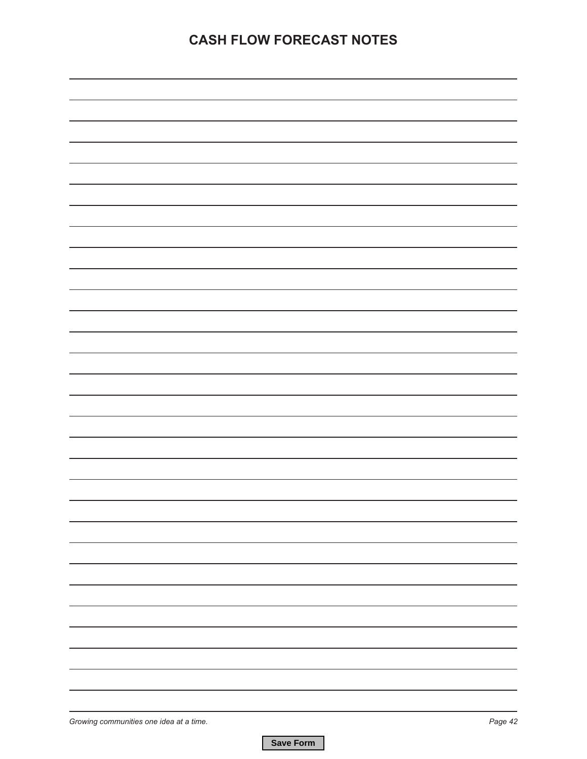# CASH FLOW FORECAST NOTES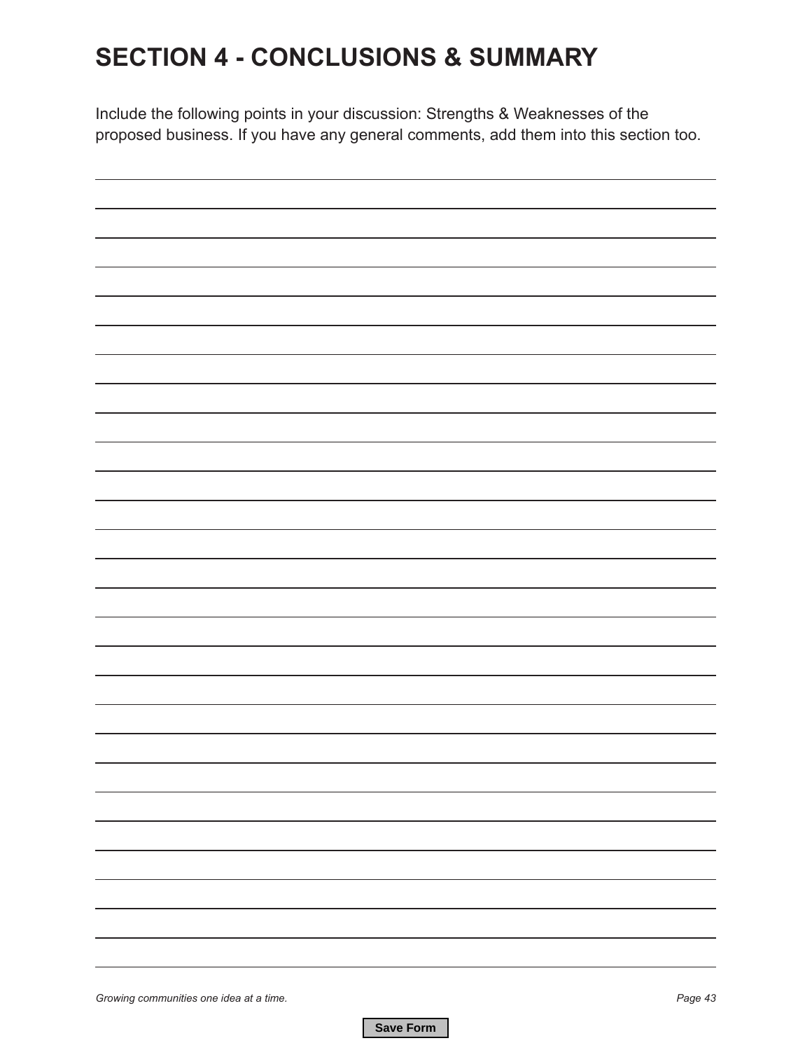# SECTION 4 - CONCLUSIONS & SUMMARY

Include the following points in your discussion: Strengths & Weaknesses of the proposed business. If you have any general comments, add them into this section too.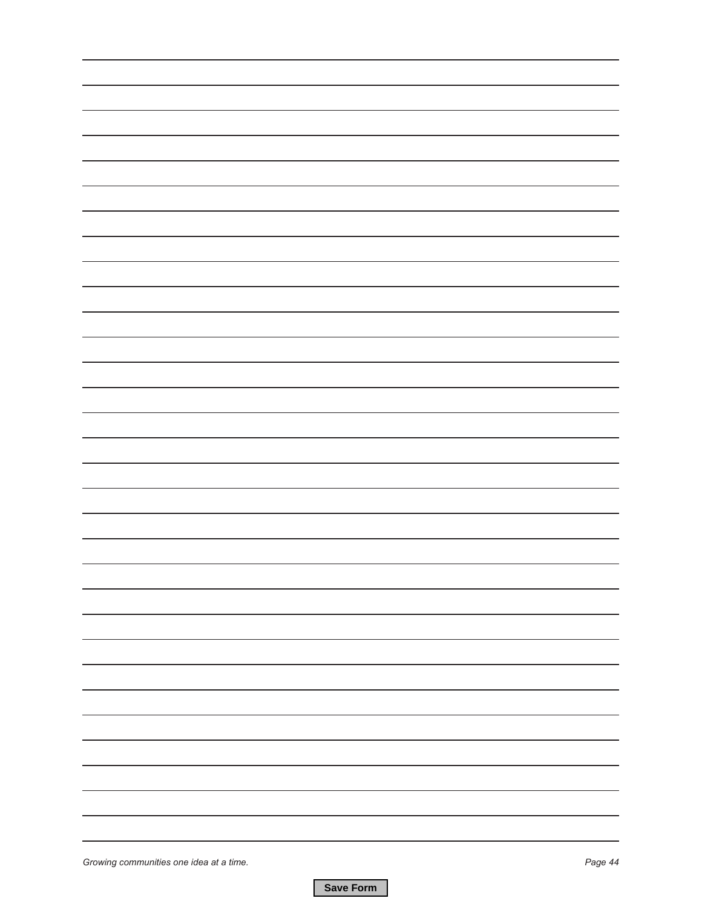Save Form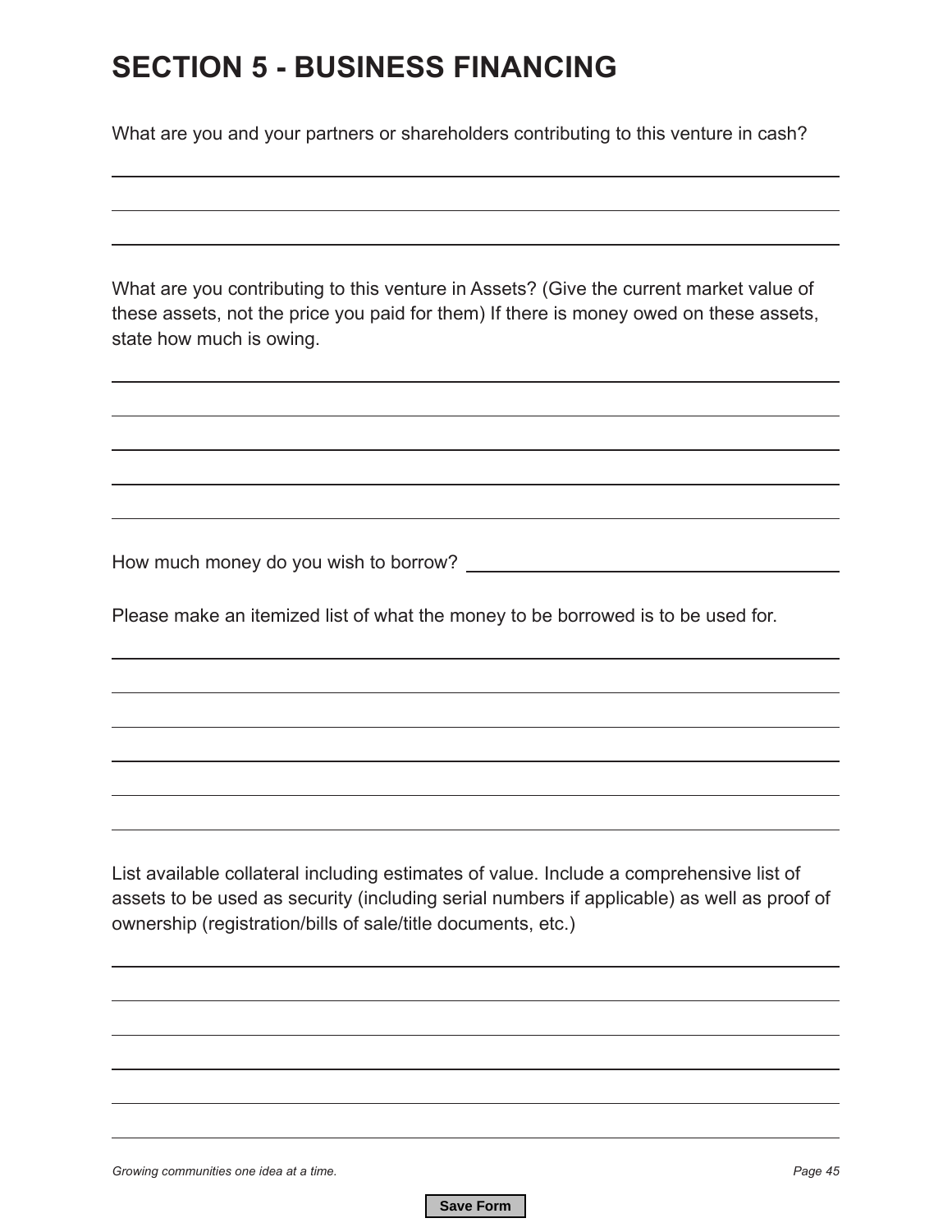# SECTION 5 - BUSINESS FINANCING

What are you and your partners or shareholders contributing to this venture in cash?

What are you contributing to this venture in Assets? (Give the current market value of these assets, not the price you paid for them) If there is money owed on these assets, state how much is owing.

How much money do you wish to borrow?

Please make an itemized list of what the money to be borrowed is to be used for.

List available collateral including estimates of value. Include a comprehensive list of assets to be used as security (including serial numbers if applicable) as well as proof of ownership (registration/bills of sale/title documents, etc.)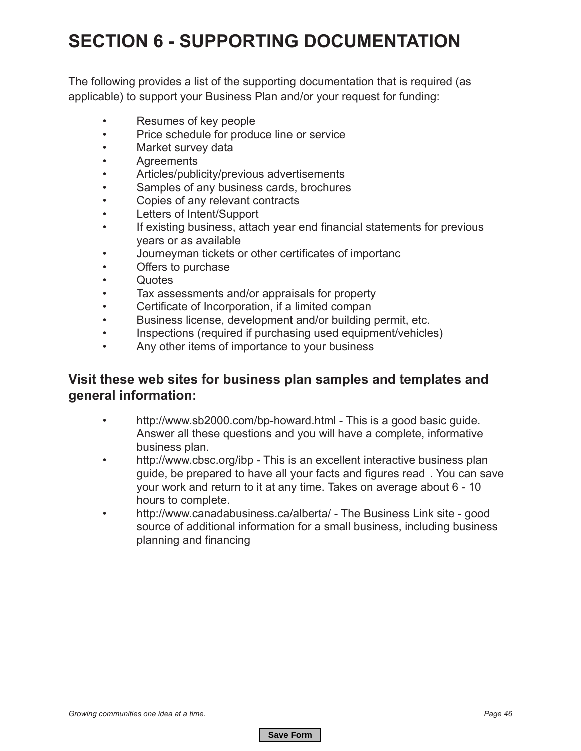# SECTION 6 - SUPPORTING DOCUMENTATION

The following provides a list of the supporting documentation that is required (as applicable) to support your Business Plan and/or your request for funding:

- Resumes of key people
- Price schedule for produce line or service
- Market survey data
- Agreements
- Articles/publicity/previous advertisements
- Samples of any business cards, brochures
- Copies of any relevant contracts
- Letters of Intent/Support
- If existing business, attach year end financial statements for previous years or as available
- Journeyman tickets or other certificates of importanc
- Offers to purchase
- Quotes
- Tax assessments and/or appraisals for property
- Certificate of Incorporation, if a limited compan
- Business license, development and/or building permit, etc.
- Inspections (required if purchasing used equipment/vehicles)
- Any other items of importance to your business

## Visit these web sites for business plan samples and templates and general information:

- http://www.sb2000.com/bp-howard.html - This is a good basic guide. Answer all these questions and you will have a complete, informative business plan.
- http://www.cbsc.org/ibp - This is an excellent interactive business plan guide, be prepared to have all your facts and figures read . You can save your work and return to it at any time. Takes on average about 6 - 10 hours to complete.
- http://www.canadabusiness.ca/alberta/ - The Business Link site - good source of additional information for a small business, including business planning and financing

Save Form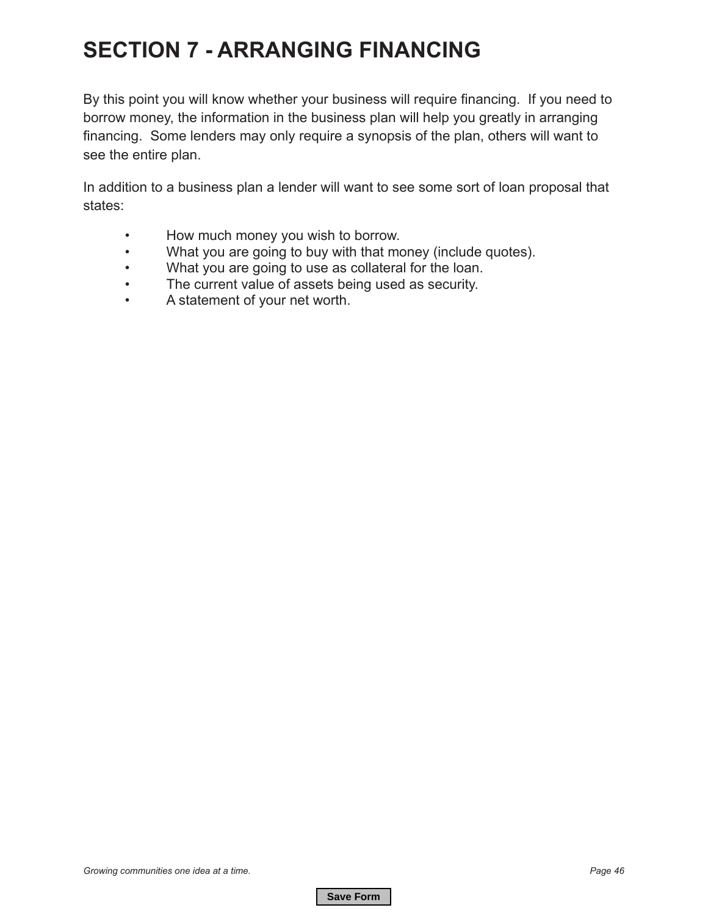# SECTION 7 - ARRANGING FINANCING

By this point you will know whether your business will require financing. If you need to borrow money, the information in the business plan will help you greatly in arranging financing. Some lenders may only require a synopsis of the plan, others will want to see the entire plan.

In addition to a business plan a lender will want to see some sort of loan proposal that states:

- How much money you wish to borrow.
- What you are going to buy with that money (include quotes).
- What you are going to use as collateral for the loan.
- The current value of assets being used as security.
- A statement of your net worth.